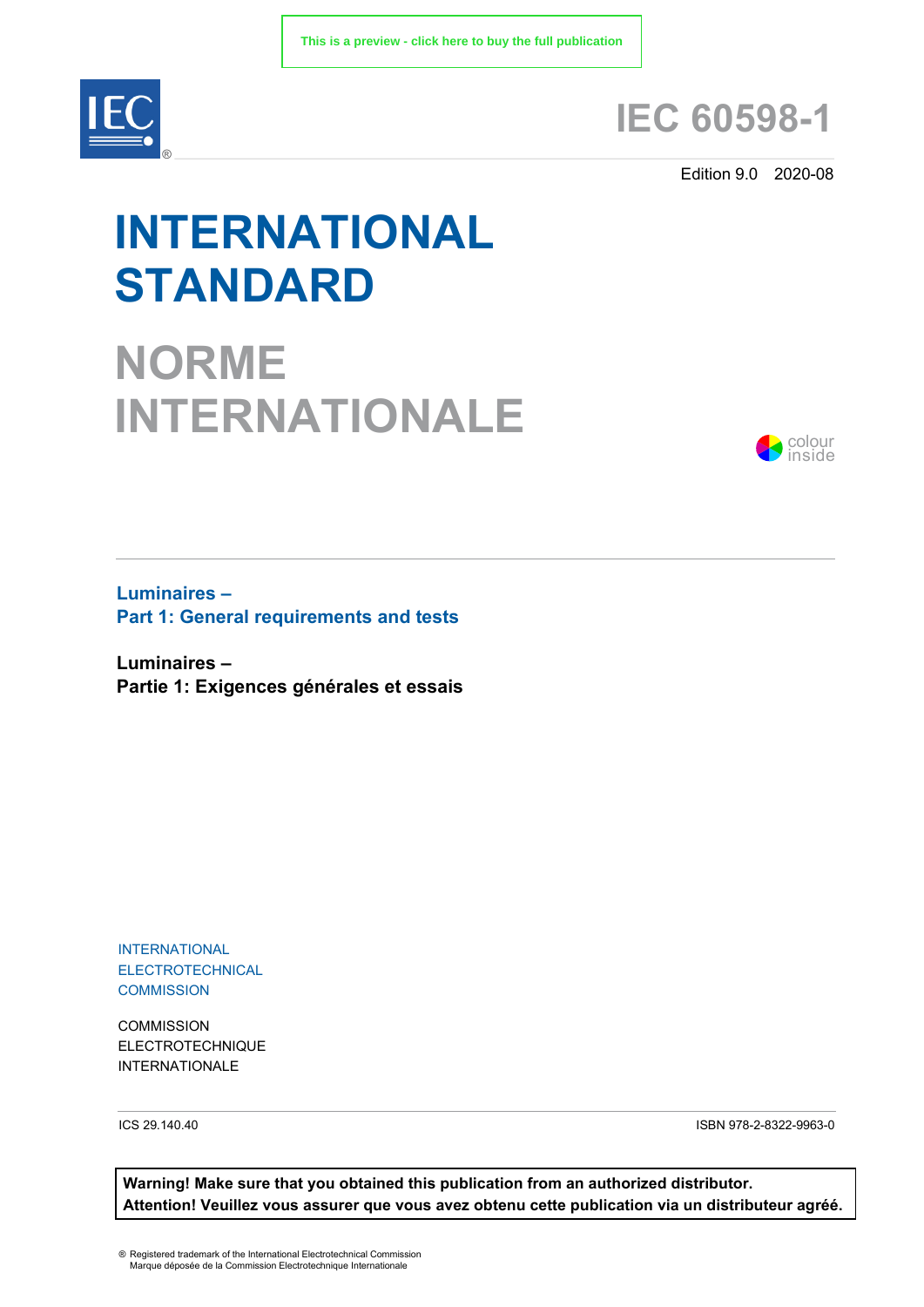This is a preview - click here to buy the full publication

# IEC 60598-1

Edition 9.0 2020-08

# INTERNATIONAL STANDARD

# NORME INTERNATIONALE

colour inside

**Luminaires –**
**Part 1: General requirements and tests**

**Luminaires –**
**Partie 1: Exigences générales et essais**

INTERNATIONAL
ELECTROTECHNICAL
COMMISSION

COMMISSION
ELECTROTECHNIQUE
INTERNATIONALE

ICS 29.140.40

ISBN 978-2-8322-9963-0

**Warning! Make sure that you obtained this publication from an authorized distributor.**
**Attention! Veuillez vous assurer que vous avez obtenu cette publication via un distributeur agréé.**

® Registered trademark of the International Electrotechnical Commission
Marque déposée de la Commission Electrotechnique Internationale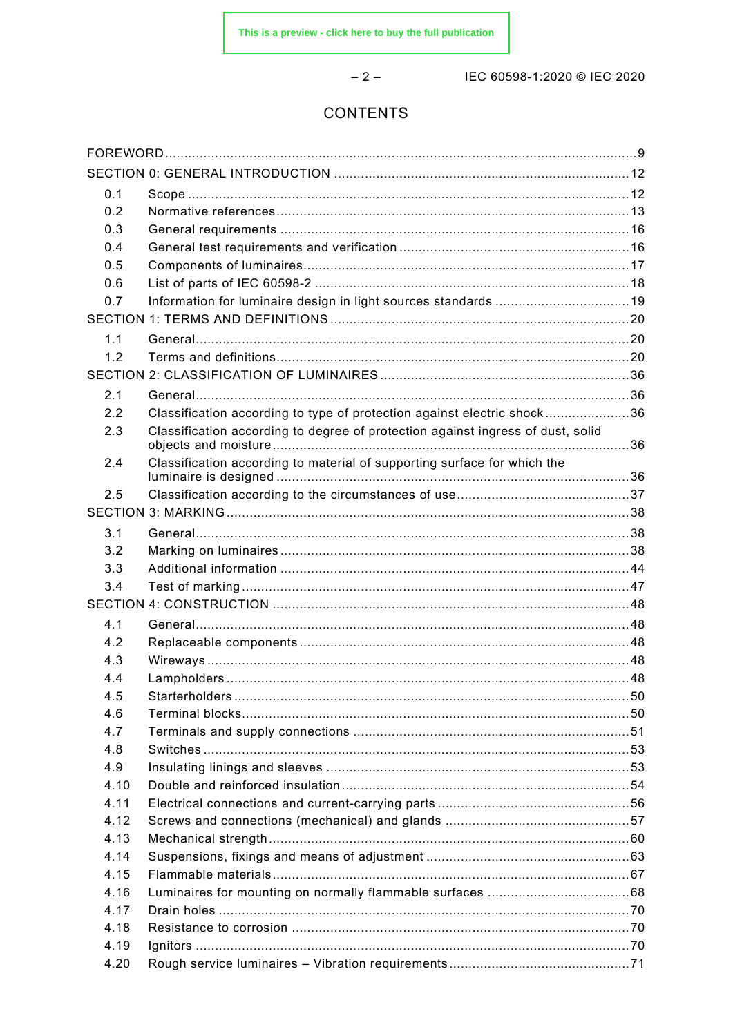# CONTENTS

FOREWORD ... 9

SECTION 0: GENERAL INTRODUCTION ... 12

- 0.1 Scope ... 12
- 0.2 Normative references ... 13
- 0.3 General requirements ... 16
- 0.4 General test requirements and verification ... 16
- 0.5 Components of luminaires ... 17
- 0.6 List of parts of IEC 60598-2 ... 18
- 0.7 Information for luminaire design in light sources standards ... 19

SECTION 1: TERMS AND DEFINITIONS ... 20

- 1.1 General ... 20
- 1.2 Terms and definitions ... 20

SECTION 2: CLASSIFICATION OF LUMINAIRES ... 36

- 2.1 General ... 36
- 2.2 Classification according to type of protection against electric shock ... 36
- 2.3 Classification according to degree of protection against ingress of dust, solid objects and moisture ... 36
- 2.4 Classification according to material of supporting surface for which the luminaire is designed ... 36
- 2.5 Classification according to the circumstances of use ... 37

SECTION 3: MARKING ... 38

- 3.1 General ... 38
- 3.2 Marking on luminaires ... 38
- 3.3 Additional information ... 44
- 3.4 Test of marking ... 47

SECTION 4: CONSTRUCTION ... 48

- 4.1 General ... 48
- 4.2 Replaceable components ... 48
- 4.3 Wireways ... 48
- 4.4 Lampholders ... 48
- 4.5 Starterholders ... 50
- 4.6 Terminal blocks ... 50
- 4.7 Terminals and supply connections ... 51
- 4.8 Switches ... 53
- 4.9 Insulating linings and sleeves ... 53
- 4.10 Double and reinforced insulation ... 54
- 4.11 Electrical connections and current-carrying parts ... 56
- 4.12 Screws and connections (mechanical) and glands ... 57
- 4.13 Mechanical strength ... 60
- 4.14 Suspensions, fixings and means of adjustment ... 63
- 4.15 Flammable materials ... 67
- 4.16 Luminaires for mounting on normally flammable surfaces ... 68
- 4.17 Drain holes ... 70
- 4.18 Resistance to corrosion ... 70
- 4.19 Ignitors ... 70
- 4.20 Rough service luminaires – Vibration requirements ... 71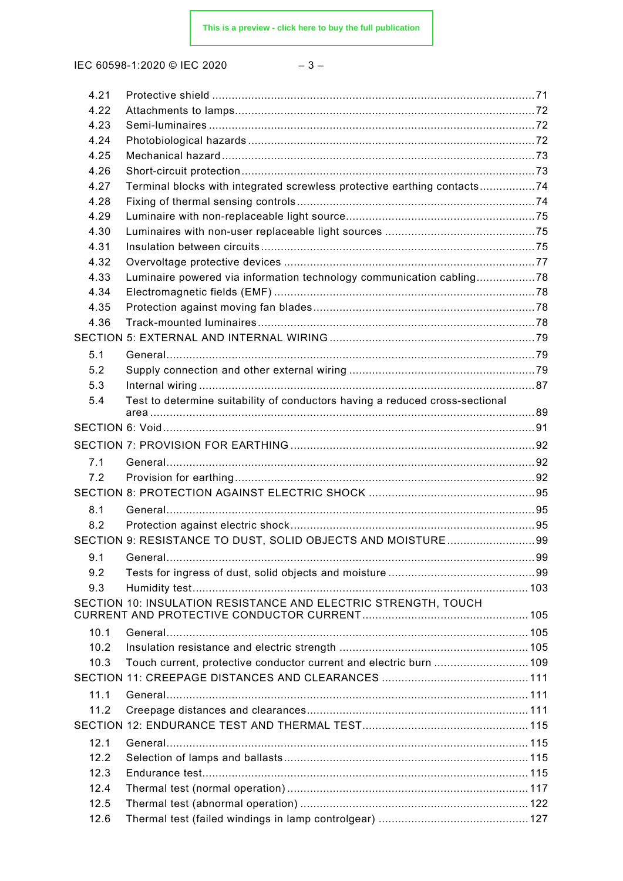4.21 Protective shield ........................................................................................... 71
4.22 Attachments to lamps ...................................................................................... 72
4.23 Semi-luminaires ............................................................................................... 72
4.24 Photobiological hazards .................................................................................. 72
4.25 Mechanical hazard ........................................................................................... 73
4.26 Short-circuit protection .................................................................................... 73
4.27 Terminal blocks with integrated screwless protective earthing contacts ................. 74
4.28 Fixing of thermal sensing controls ..................................................................... 74
4.29 Luminaire with non-replaceable light source ....................................................... 75
4.30 Luminaires with non-user replaceable light sources ............................................ 75
4.31 Insulation between circuits ............................................................................... 75
4.32 Overvoltage protective devices ......................................................................... 77
4.33 Luminaire powered via information technology communication cabling ................. 78
4.34 Electromagnetic fields (EMF) ............................................................................ 78
4.35 Protection against moving fan blades ................................................................ 78
4.36 Track-mounted luminaires ................................................................................ 78

SECTION 5: EXTERNAL AND INTERNAL WIRING ........................................................ 79

5.1 General ............................................................................................................ 79
5.2 Supply connection and other external wiring ........................................................ 79
5.3 Internal wiring .................................................................................................. 87
5.4 Test to determine suitability of conductors having a reduced cross-sectional area ..... 89

SECTION 6: Void ........................................................................................................ 91

SECTION 7: PROVISION FOR EARTHING ..................................................................... 92

7.1 General ............................................................................................................ 92
7.2 Provision for earthing ........................................................................................ 92

SECTION 8: PROTECTION AGAINST ELECTRIC SHOCK ................................................ 95

8.1 General ............................................................................................................ 95
8.2 Protection against electric shock ......................................................................... 95

SECTION 9: RESISTANCE TO DUST, SOLID OBJECTS AND MOISTURE ........................ 99

9.1 General ............................................................................................................ 99
9.2 Tests for ingress of dust, solid objects and moisture ............................................ 99
9.3 Humidity test .................................................................................................... 103

SECTION 10: INSULATION RESISTANCE AND ELECTRIC STRENGTH, TOUCH CURRENT AND PROTECTIVE CONDUCTOR CURRENT ............................................... 105

10.1 General .......................................................................................................... 105
10.2 Insulation resistance and electric strength ......................................................... 105
10.3 Touch current, protective conductor current and electric burn ............................. 109

SECTION 11: CREEPAGE DISTANCES AND CLEARANCES ......................................... 111

11.1 General .......................................................................................................... 111
11.2 Creepage distances and clearances ................................................................... 111

SECTION 12: ENDURANCE TEST AND THERMAL TEST ............................................... 115

12.1 General .......................................................................................................... 115
12.2 Selection of lamps and ballasts ......................................................................... 115
12.3 Endurance test ................................................................................................ 115
12.4 Thermal test (normal operation) ........................................................................ 117
12.5 Thermal test (abnormal operation) ..................................................................... 122
12.6 Thermal test (failed windings in lamp controlgear) .............................................. 127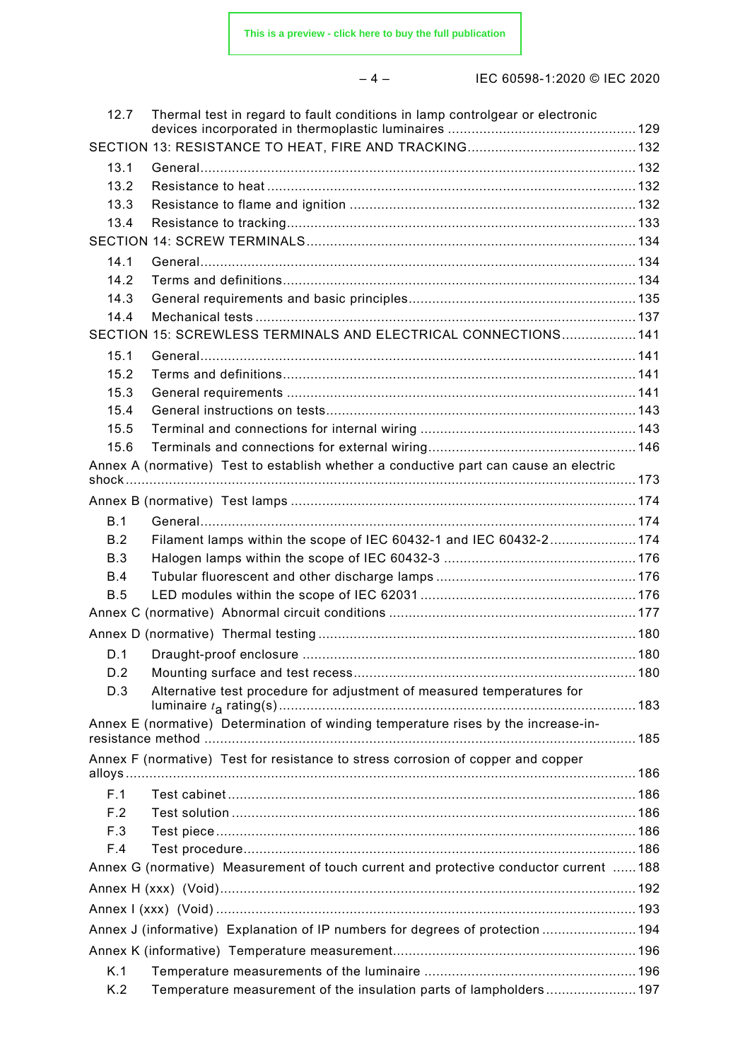12.7 Thermal test in regard to fault conditions in lamp controlgear or electronic devices incorporated in thermoplastic luminaires ................................................ 129

SECTION 13: RESISTANCE TO HEAT, FIRE AND TRACKING ........................................... 132

13.1 General ................................................................................................ 132

13.2 Resistance to heat ................................................................................. 132

13.3 Resistance to flame and ignition ............................................................. 132

13.4 Resistance to tracking ............................................................................ 133

SECTION 14: SCREW TERMINALS ................................................................................ 134

14.1 General ................................................................................................ 134

14.2 Terms and definitions ............................................................................. 134

14.3 General requirements and basic principles ............................................... 135

14.4 Mechanical tests .................................................................................... 137

SECTION 15: SCREWLESS TERMINALS AND ELECTRICAL CONNECTIONS ................... 141

15.1 General ................................................................................................ 141

15.2 Terms and definitions ............................................................................. 141

15.3 General requirements ............................................................................. 141

15.4 General instructions on tests ................................................................... 143

15.5 Terminal and connections for internal wiring ............................................. 143

15.6 Terminals and connections for external wiring ........................................... 146

Annex A (normative) Test to establish whether a conductive part can cause an electric shock ................................................................................................................ 173

Annex B (normative) Test lamps ...................................................................................... 174

B.1 General ................................................................................................ 174

B.2 Filament lamps within the scope of IEC 60432-1 and IEC 60432-2 ...................... 174

B.3 Halogen lamps within the scope of IEC 60432-3 ................................................ 176

B.4 Tubular fluorescent and other discharge lamps .................................................. 176

B.5 LED modules within the scope of IEC 62031 ...................................................... 176

Annex C (normative) Abnormal circuit conditions .............................................................. 177

Annex D (normative) Thermal testing ................................................................................ 180

D.1 Draught-proof enclosure .................................................................................... 180

D.2 Mounting surface and test recess ....................................................................... 180

D.3 Alternative test procedure for adjustment of measured temperatures for luminaire $t_a$ rating(s) ........................................................................................... 183

Annex E (normative) Determination of winding temperature rises by the increase-in-resistance method ............................................................................................................. 185

Annex F (normative) Test for resistance to stress corrosion of copper and copper alloys ................................................................................................................................ 186

F.1 Test cabinet ....................................................................................................... 186

F.2 Test solution ...................................................................................................... 186

F.3 Test piece .......................................................................................................... 186

F.4 Test procedure ................................................................................................... 186

Annex G (normative) Measurement of touch current and protective conductor current ...... 188

Annex H (xxx) (Void) ......................................................................................................... 192

Annex I (xxx) (Void) .......................................................................................................... 193

Annex J (informative) Explanation of IP numbers for degrees of protection ........................ 194

Annex K (informative) Temperature measurement ............................................................. 196

K.1 Temperature measurements of the luminaire ..................................................... 196

K.2 Temperature measurement of the insulation parts of lampholders ....................... 197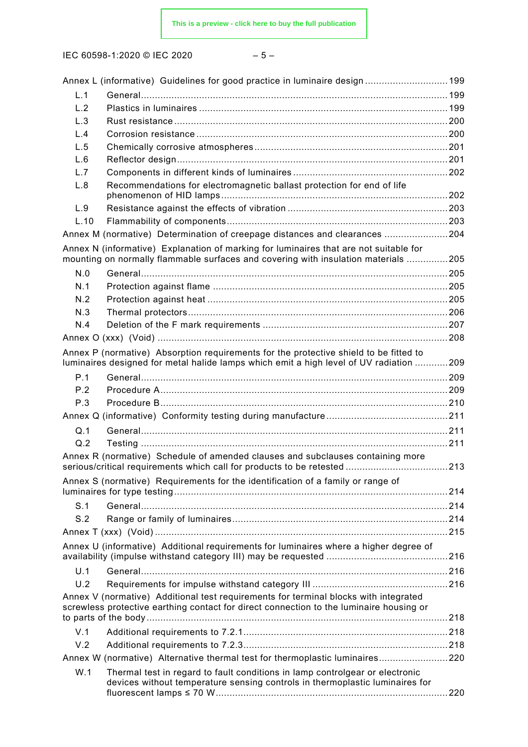Annex L (informative) Guidelines for good practice in luminaire design ............................. 199

L.1 General ............................................................................................................ 199

L.2 Plastics in luminaires ........................................................................................ 199

L.3 Rust resistance ................................................................................................ 200

L.4 Corrosion resistance ......................................................................................... 200

L.5 Chemically corrosive atmospheres .................................................................... 201

L.6 Reflector design ............................................................................................... 201

L.7 Components in different kinds of luminaires ....................................................... 202

L.8 Recommendations for electromagnetic ballast protection for end of life phenomenon of HID lamps ............................................................................... 202

L.9 Resistance against the effects of vibration ......................................................... 203

L.10 Flammability of components ............................................................................. 203

Annex M (normative) Determination of creepage distances and clearances ...................... 204

Annex N (informative) Explanation of marking for luminaires that are not suitable for mounting on normally flammable surfaces and covering with insulation materials ............... 205

N.0 General ............................................................................................................ 205

N.1 Protection against flame ................................................................................... 205

N.2 Protection against heat ..................................................................................... 205

N.3 Thermal protectors ........................................................................................... 206

N.4 Deletion of the F mark requirements .................................................................. 207

Annex O (xxx) (Void) ....................................................................................................... 208

Annex P (normative) Absorption requirements for the protective shield to be fitted to luminaires designed for metal halide lamps which emit a high level of UV radiation ............ 209

P.1 General ............................................................................................................ 209

P.2 Procedure A ...................................................................................................... 209

P.3 Procedure B ...................................................................................................... 210

Annex Q (informative) Conformity testing during manufacture ........................................... 211

Q.1 General ............................................................................................................ 211

Q.2 Testing ............................................................................................................. 211

Annex R (normative) Schedule of amended clauses and subclauses containing more serious/critical requirements which call for products to be retested .................................... 213

Annex S (normative) Requirements for the identification of a family or range of luminaires for type testing ................................................................................................. 214

S.1 General ............................................................................................................ 214

S.2 Range or family of luminaires ............................................................................ 214

Annex T (xxx) (Void) ........................................................................................................ 215

Annex U (informative) Additional requirements for luminaires where a higher degree of availability (impulse withstand category III) may be requested ........................................... 216

U.1 General ............................................................................................................ 216

U.2 Requirements for impulse withstand category III ................................................ 216

Annex V (normative) Additional test requirements for terminal blocks with integrated screwless protective earthing contact for direct connection to the luminaire housing or to parts of the body ........................................................................................................... 218

V.1 Additional requirements to 7.2.1 ......................................................................... 218

V.2 Additional requirements to 7.2.3 ......................................................................... 218

Annex W (normative) Alternative thermal test for thermoplastic luminaires ......................... 220

W.1 Thermal test in regard to fault conditions in lamp controlgear or electronic devices without temperature sensing controls in thermoplastic luminaires for fluorescent lamps ≤ 70 W ................................................................................... 220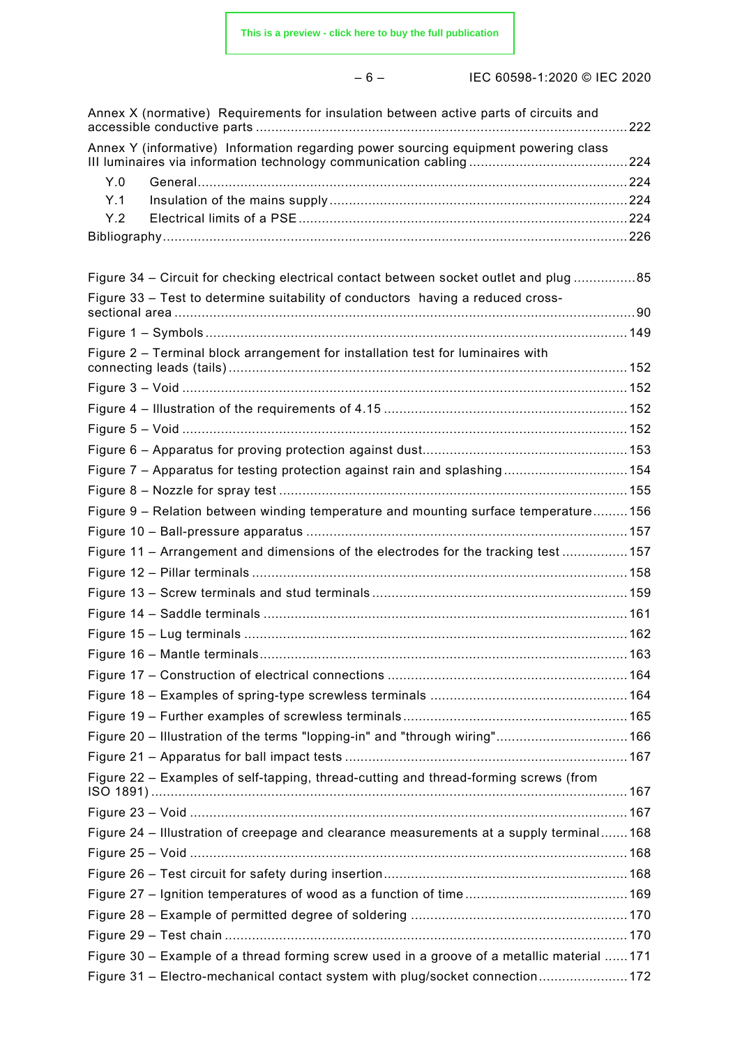Annex X (normative) Requirements for insulation between active parts of circuits and accessible conductive parts ....... 222

Annex Y (informative) Information regarding power sourcing equipment powering class III luminaires via information technology communication cabling ....... 224

- Y.0 General ....... 224
- Y.1 Insulation of the mains supply ....... 224
- Y.2 Electrical limits of a PSE ....... 224

Bibliography ....... 226

Figure 34 – Circuit for checking electrical contact between socket outlet and plug ....... 85

Figure 33 – Test to determine suitability of conductors having a reduced cross-sectional area ....... 90

Figure 1 – Symbols ....... 149

Figure 2 – Terminal block arrangement for installation test for luminaires with connecting leads (tails) ....... 152

Figure 3 – Void ....... 152

Figure 4 – Illustration of the requirements of 4.15 ....... 152

Figure 5 – Void ....... 152

Figure 6 – Apparatus for proving protection against dust ....... 153

Figure 7 – Apparatus for testing protection against rain and splashing ....... 154

Figure 8 – Nozzle for spray test ....... 155

Figure 9 – Relation between winding temperature and mounting surface temperature ....... 156

Figure 10 – Ball-pressure apparatus ....... 157

Figure 11 – Arrangement and dimensions of the electrodes for the tracking test ....... 157

Figure 12 – Pillar terminals ....... 158

Figure 13 – Screw terminals and stud terminals ....... 159

Figure 14 – Saddle terminals ....... 161

Figure 15 – Lug terminals ....... 162

Figure 16 – Mantle terminals ....... 163

Figure 17 – Construction of electrical connections ....... 164

Figure 18 – Examples of spring-type screwless terminals ....... 164

Figure 19 – Further examples of screwless terminals ....... 165

Figure 20 – Illustration of the terms "lopping-in" and "through wiring" ....... 166

Figure 21 – Apparatus for ball impact tests ....... 167

Figure 22 – Examples of self-tapping, thread-cutting and thread-forming screws (from ISO 1891) ....... 167

Figure 23 – Void ....... 167

Figure 24 – Illustration of creepage and clearance measurements at a supply terminal ....... 168

Figure 25 – Void ....... 168

Figure 26 – Test circuit for safety during insertion ....... 168

Figure 27 – Ignition temperatures of wood as a function of time ....... 169

Figure 28 – Example of permitted degree of soldering ....... 170

Figure 29 – Test chain ....... 170

Figure 30 – Example of a thread forming screw used in a groove of a metallic material ....... 171

Figure 31 – Electro-mechanical contact system with plug/socket connection ....... 172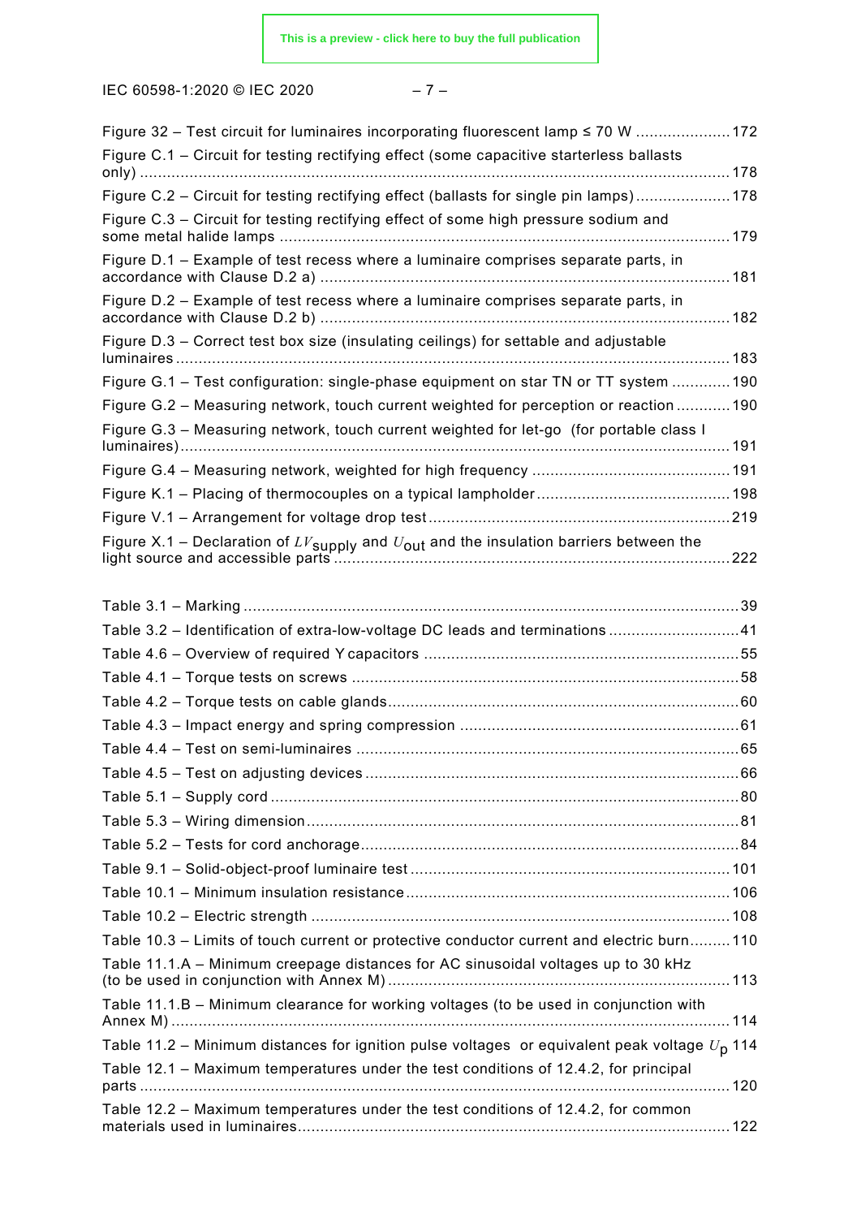Figure 32 – Test circuit for luminaires incorporating fluorescent lamp ≤ 70 W ..................... 172

Figure C.1 – Circuit for testing rectifying effect (some capacitive starterless ballasts only) ..................... 178

Figure C.2 – Circuit for testing rectifying effect (ballasts for single pin lamps) ..................... 178

Figure C.3 – Circuit for testing rectifying effect of some high pressure sodium and some metal halide lamps ..................... 179

Figure D.1 – Example of test recess where a luminaire comprises separate parts, in accordance with Clause D.2 a) ..................... 181

Figure D.2 – Example of test recess where a luminaire comprises separate parts, in accordance with Clause D.2 b) ..................... 182

Figure D.3 – Correct test box size (insulating ceilings) for settable and adjustable luminaires ..................... 183

Figure G.1 – Test configuration: single-phase equipment on star TN or TT system ..................... 190

Figure G.2 – Measuring network, touch current weighted for perception or reaction ..................... 190

Figure G.3 – Measuring network, touch current weighted for let-go (for portable class I luminaires) ..................... 191

Figure G.4 – Measuring network, weighted for high frequency ..................... 191

Figure K.1 – Placing of thermocouples on a typical lampholder ..................... 198

Figure V.1 – Arrangement for voltage drop test ..................... 219

Figure X.1 – Declaration of $LV_{\mathrm{supply}}$ and $U_{\mathrm{out}}$ and the insulation barriers between the light source and accessible parts ..................... 222

Table 3.1 – Marking ..................... 39

Table 3.2 – Identification of extra-low-voltage DC leads and terminations ..................... 41

Table 4.6 – Overview of required Y capacitors ..................... 55

Table 4.1 – Torque tests on screws ..................... 58

Table 4.2 – Torque tests on cable glands ..................... 60

Table 4.3 – Impact energy and spring compression ..................... 61

Table 4.4 – Test on semi-luminaires ..................... 65

Table 4.5 – Test on adjusting devices ..................... 66

Table 5.1 – Supply cord ..................... 80

Table 5.3 – Wiring dimension ..................... 81

Table 5.2 – Tests for cord anchorage ..................... 84

Table 9.1 – Solid-object-proof luminaire test ..................... 101

Table 10.1 – Minimum insulation resistance ..................... 106

Table 10.2 – Electric strength ..................... 108

Table 10.3 – Limits of touch current or protective conductor current and electric burn ..................... 110

Table 11.1.A – Minimum creepage distances for AC sinusoidal voltages up to 30 kHz (to be used in conjunction with Annex M) ..................... 113

Table 11.1.B – Minimum clearance for working voltages (to be used in conjunction with Annex M) ..................... 114

Table 11.2 – Minimum distances for ignition pulse voltages or equivalent peak voltage $U_{\mathrm{p}}$ 114

Table 12.1 – Maximum temperatures under the test conditions of 12.4.2, for principal parts ..................... 120

Table 12.2 – Maximum temperatures under the test conditions of 12.4.2, for common materials used in luminaires ..................... 122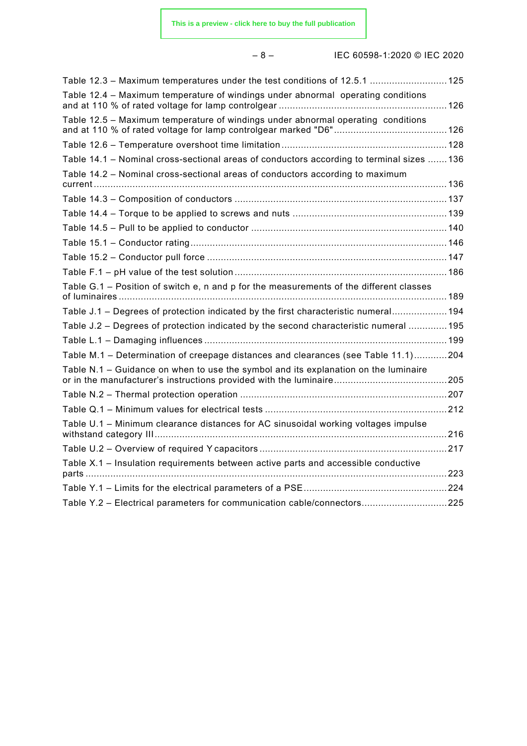Table 12.3 – Maximum temperatures under the test conditions of 12.5.1 ............................ 125

Table 12.4 – Maximum temperature of windings under abnormal operating conditions and at 110 % of rated voltage for lamp controlgear ............................................................ 126

Table 12.5 – Maximum temperature of windings under abnormal operating conditions and at 110 % of rated voltage for lamp controlgear marked "D6" ......................................... 126

Table 12.6 – Temperature overshoot time limitation ........................................................... 128

Table 14.1 – Nominal cross-sectional areas of conductors according to terminal sizes ....... 136

Table 14.2 – Nominal cross-sectional areas of conductors according to maximum current ................................................................................................................................ 136

Table 14.3 – Composition of conductors ............................................................................. 137

Table 14.4 – Torque to be applied to screws and nuts ........................................................ 139

Table 14.5 – Pull to be applied to conductor ....................................................................... 140

Table 15.1 – Conductor rating ............................................................................................. 146

Table 15.2 – Conductor pull force ....................................................................................... 147

Table F.1 – pH value of the test solution ............................................................................. 186

Table G.1 – Position of switch e, n and p for the measurements of the different classes of luminaires ....................................................................................................................... 189

Table J.1 – Degrees of protection indicated by the first characteristic numeral .................... 194

Table J.2 – Degrees of protection indicated by the second characteristic numeral .............. 195

Table L.1 – Damaging influences ........................................................................................ 199

Table M.1 – Determination of creepage distances and clearances (see Table 11.1) ............ 204

Table N.1 – Guidance on when to use the symbol and its explanation on the luminaire or in the manufacturer's instructions provided with the luminaire ......................................... 205

Table N.2 – Thermal protection operation ........................................................................... 207

Table Q.1 – Minimum values for electrical tests .................................................................. 212

Table U.1 – Minimum clearance distances for AC sinusoidal working voltages impulse withstand category III .......................................................................................................... 216

Table U.2 – Overview of required Y capacitors .................................................................... 217

Table X.1 – Insulation requirements between active parts and accessible conductive parts .................................................................................................................................. 223

Table Y.1 – Limits for the electrical parameters of a PSE .................................................... 224

Table Y.2 – Electrical parameters for communication cable/connectors ............................... 225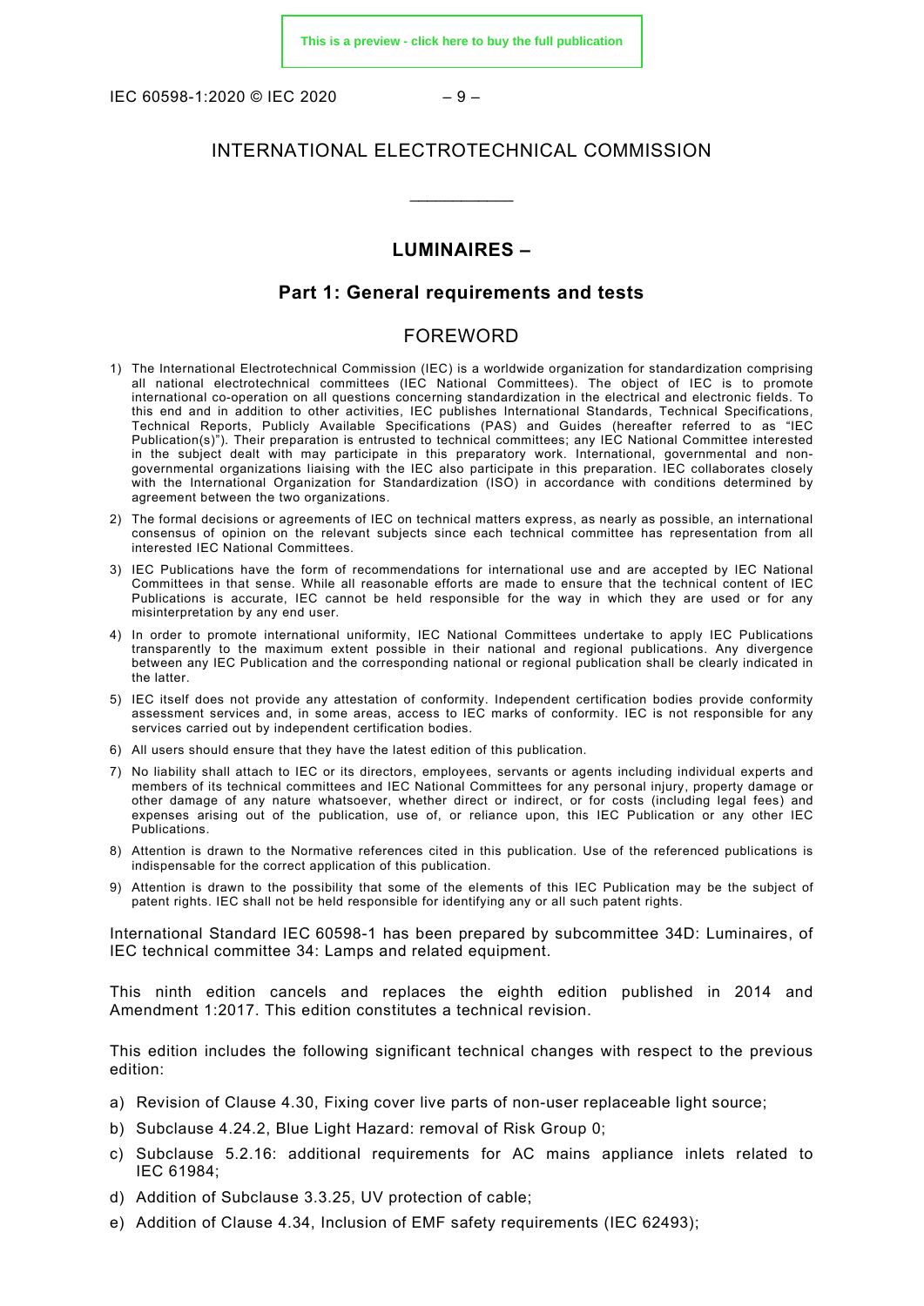# INTERNATIONAL ELECTROTECHNICAL COMMISSION

\_\_\_\_\_\_\_\_\_\_\_\_

## LUMINAIRES –

## Part 1: General requirements and tests

## FOREWORD

1) The International Electrotechnical Commission (IEC) is a worldwide organization for standardization comprising all national electrotechnical committees (IEC National Committees). The object of IEC is to promote international co-operation on all questions concerning standardization in the electrical and electronic fields. To this end and in addition to other activities, IEC publishes International Standards, Technical Specifications, Technical Reports, Publicly Available Specifications (PAS) and Guides (hereafter referred to as "IEC Publication(s)"). Their preparation is entrusted to technical committees; any IEC National Committee interested in the subject dealt with may participate in this preparatory work. International, governmental and non-governmental organizations liaising with the IEC also participate in this preparation. IEC collaborates closely with the International Organization for Standardization (ISO) in accordance with conditions determined by agreement between the two organizations.
2) The formal decisions or agreements of IEC on technical matters express, as nearly as possible, an international consensus of opinion on the relevant subjects since each technical committee has representation from all interested IEC National Committees.
3) IEC Publications have the form of recommendations for international use and are accepted by IEC National Committees in that sense. While all reasonable efforts are made to ensure that the technical content of IEC Publications is accurate, IEC cannot be held responsible for the way in which they are used or for any misinterpretation by any end user.
4) In order to promote international uniformity, IEC National Committees undertake to apply IEC Publications transparently to the maximum extent possible in their national and regional publications. Any divergence between any IEC Publication and the corresponding national or regional publication shall be clearly indicated in the latter.
5) IEC itself does not provide any attestation of conformity. Independent certification bodies provide conformity assessment services and, in some areas, access to IEC marks of conformity. IEC is not responsible for any services carried out by independent certification bodies.
6) All users should ensure that they have the latest edition of this publication.
7) No liability shall attach to IEC or its directors, employees, servants or agents including individual experts and members of its technical committees and IEC National Committees for any personal injury, property damage or other damage of any nature whatsoever, whether direct or indirect, or for costs (including legal fees) and expenses arising out of the publication, use of, or reliance upon, this IEC Publication or any other IEC Publications.
8) Attention is drawn to the Normative references cited in this publication. Use of the referenced publications is indispensable for the correct application of this publication.
9) Attention is drawn to the possibility that some of the elements of this IEC Publication may be the subject of patent rights. IEC shall not be held responsible for identifying any or all such patent rights.

International Standard IEC 60598-1 has been prepared by subcommittee 34D: Luminaires, of IEC technical committee 34: Lamps and related equipment.

This ninth edition cancels and replaces the eighth edition published in 2014 and Amendment 1:2017. This edition constitutes a technical revision.

This edition includes the following significant technical changes with respect to the previous edition:

a) Revision of Clause 4.30, Fixing cover live parts of non-user replaceable light source;
b) Subclause 4.24.2, Blue Light Hazard: removal of Risk Group 0;
c) Subclause 5.2.16: additional requirements for AC mains appliance inlets related to IEC 61984;
d) Addition of Subclause 3.3.25, UV protection of cable;
e) Addition of Clause 4.34, Inclusion of EMF safety requirements (IEC 62493);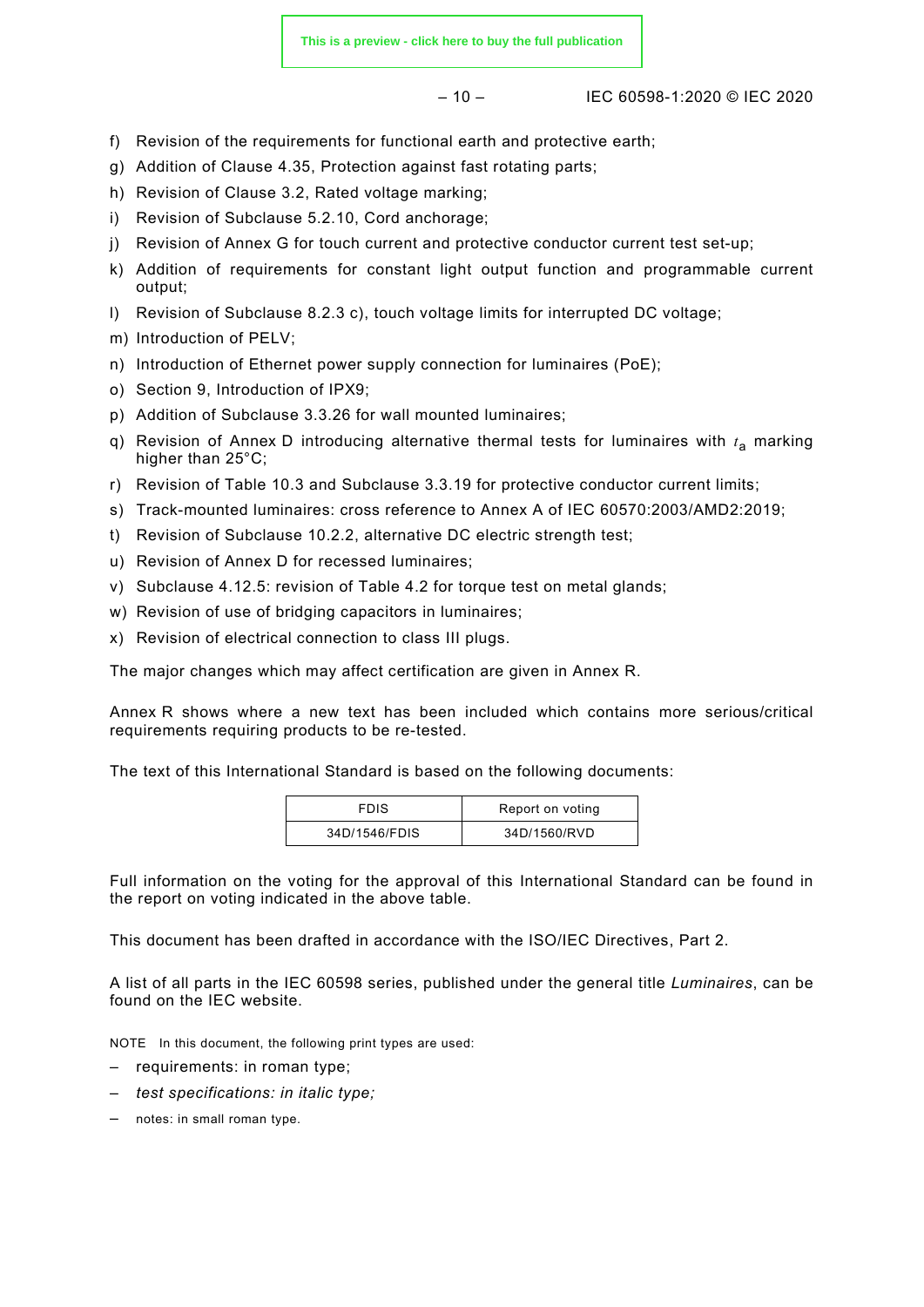f) Revision of the requirements for functional earth and protective earth;

g) Addition of Clause 4.35, Protection against fast rotating parts;

h) Revision of Clause 3.2, Rated voltage marking;

i) Revision of Subclause 5.2.10, Cord anchorage;

j) Revision of Annex G for touch current and protective conductor current test set-up;

k) Addition of requirements for constant light output function and programmable current output;

l) Revision of Subclause 8.2.3 c), touch voltage limits for interrupted DC voltage;

m) Introduction of PELV;

n) Introduction of Ethernet power supply connection for luminaires (PoE);

o) Section 9, Introduction of IPX9;

p) Addition of Subclause 3.3.26 for wall mounted luminaires;

q) Revision of Annex D introducing alternative thermal tests for luminaires with $t_a$ marking higher than 25°C;

r) Revision of Table 10.3 and Subclause 3.3.19 for protective conductor current limits;

s) Track-mounted luminaires: cross reference to Annex A of IEC 60570:2003/AMD2:2019;

t) Revision of Subclause 10.2.2, alternative DC electric strength test;

u) Revision of Annex D for recessed luminaires;

v) Subclause 4.12.5: revision of Table 4.2 for torque test on metal glands;

w) Revision of use of bridging capacitors in luminaires;

x) Revision of electrical connection to class III plugs.

The major changes which may affect certification are given in Annex R.

Annex R shows where a new text has been included which contains more serious/critical requirements requiring products to be re-tested.

The text of this International Standard is based on the following documents:

| FDIS | Report on voting |
|---|---|
| 34D/1546/FDIS | 34D/1560/RVD |

Full information on the voting for the approval of this International Standard can be found in the report on voting indicated in the above table.

This document has been drafted in accordance with the ISO/IEC Directives, Part 2.

A list of all parts in the IEC 60598 series, published under the general title *Luminaires*, can be found on the IEC website.

NOTE In this document, the following print types are used:

– requirements: in roman type;

– *test specifications: in italic type;*

– notes: in small roman type.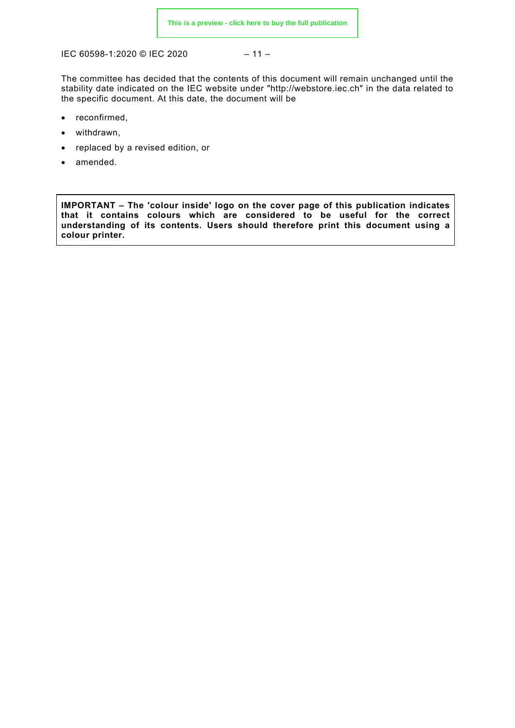The committee has decided that the contents of this document will remain unchanged until the stability date indicated on the IEC website under "http://webstore.iec.ch" in the data related to the specific document. At this date, the document will be

- reconfirmed,
- withdrawn,
- replaced by a revised edition, or
- amended.

**IMPORTANT – The 'colour inside' logo on the cover page of this publication indicates that it contains colours which are considered to be useful for the correct understanding of its contents. Users should therefore print this document using a colour printer.**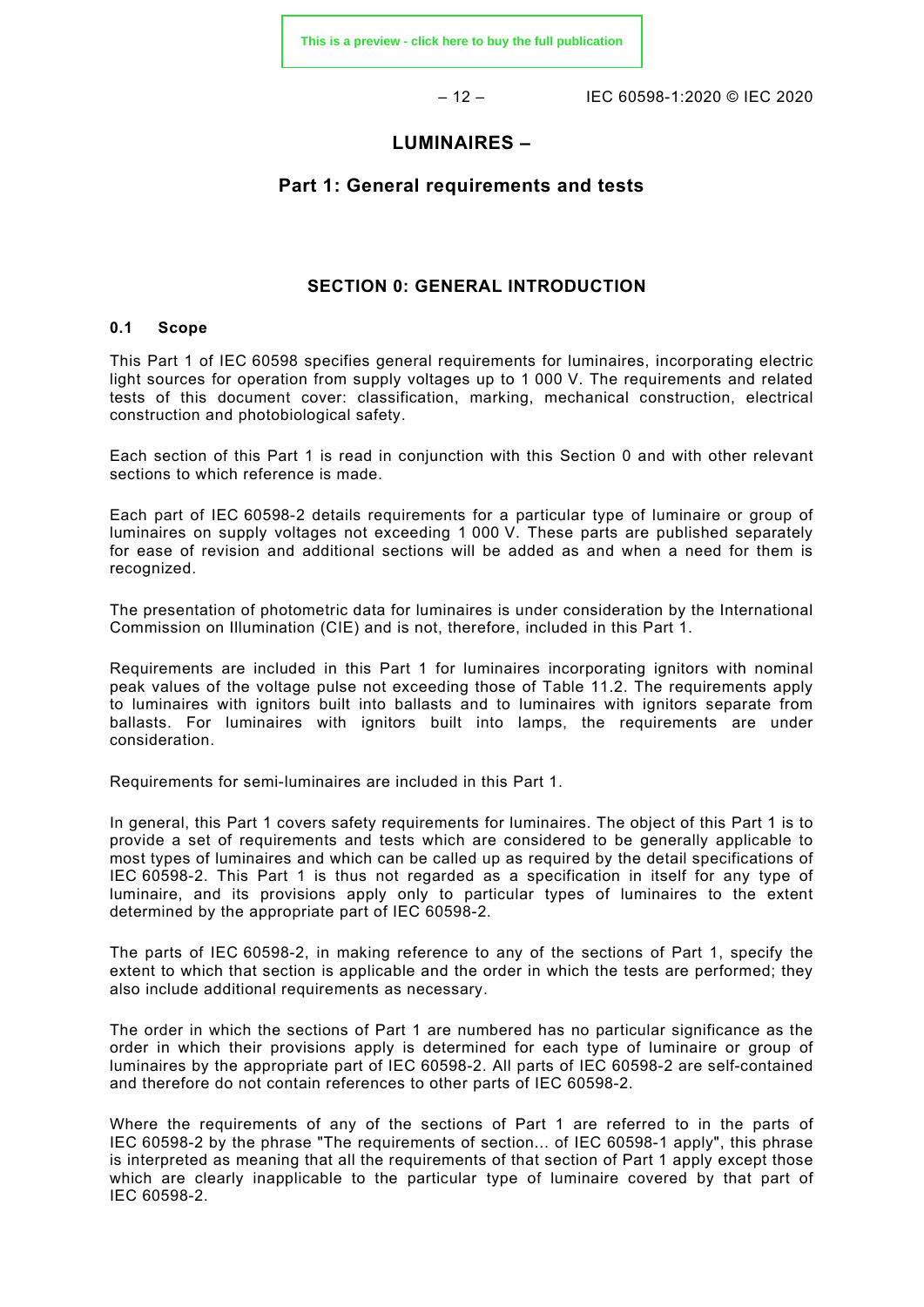# LUMINAIRES –

## Part 1: General requirements and tests

## SECTION 0: GENERAL INTRODUCTION

### 0.1 Scope

This Part 1 of IEC 60598 specifies general requirements for luminaires, incorporating electric light sources for operation from supply voltages up to 1 000 V. The requirements and related tests of this document cover: classification, marking, mechanical construction, electrical construction and photobiological safety.

Each section of this Part 1 is read in conjunction with this Section 0 and with other relevant sections to which reference is made.

Each part of IEC 60598-2 details requirements for a particular type of luminaire or group of luminaires on supply voltages not exceeding 1 000 V. These parts are published separately for ease of revision and additional sections will be added as and when a need for them is recognized.

The presentation of photometric data for luminaires is under consideration by the International Commission on Illumination (CIE) and is not, therefore, included in this Part 1.

Requirements are included in this Part 1 for luminaires incorporating ignitors with nominal peak values of the voltage pulse not exceeding those of Table 11.2. The requirements apply to luminaires with ignitors built into ballasts and to luminaires with ignitors separate from ballasts. For luminaires with ignitors built into lamps, the requirements are under consideration.

Requirements for semi-luminaires are included in this Part 1.

In general, this Part 1 covers safety requirements for luminaires. The object of this Part 1 is to provide a set of requirements and tests which are considered to be generally applicable to most types of luminaires and which can be called up as required by the detail specifications of IEC 60598-2. This Part 1 is thus not regarded as a specification in itself for any type of luminaire, and its provisions apply only to particular types of luminaires to the extent determined by the appropriate part of IEC 60598-2.

The parts of IEC 60598-2, in making reference to any of the sections of Part 1, specify the extent to which that section is applicable and the order in which the tests are performed; they also include additional requirements as necessary.

The order in which the sections of Part 1 are numbered has no particular significance as the order in which their provisions apply is determined for each type of luminaire or group of luminaires by the appropriate part of IEC 60598-2. All parts of IEC 60598-2 are self-contained and therefore do not contain references to other parts of IEC 60598-2.

Where the requirements of any of the sections of Part 1 are referred to in the parts of IEC 60598-2 by the phrase "The requirements of section... of IEC 60598-1 apply", this phrase is interpreted as meaning that all the requirements of that section of Part 1 apply except those which are clearly inapplicable to the particular type of luminaire covered by that part of IEC 60598-2.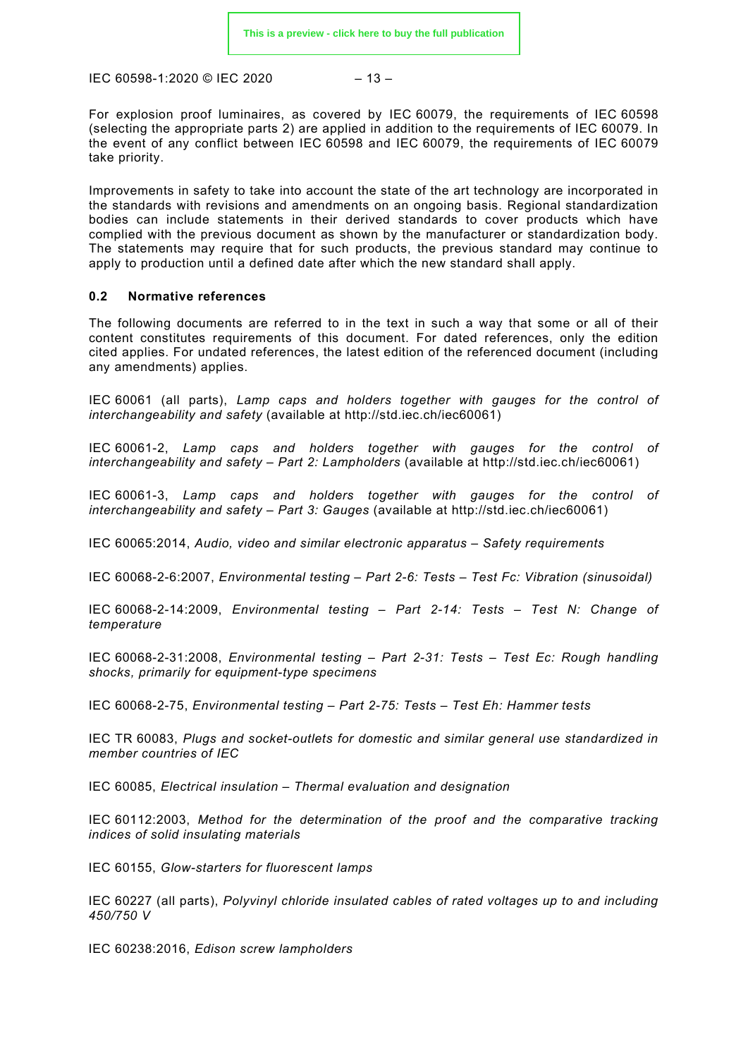For explosion proof luminaires, as covered by IEC 60079, the requirements of IEC 60598 (selecting the appropriate parts 2) are applied in addition to the requirements of IEC 60079. In the event of any conflict between IEC 60598 and IEC 60079, the requirements of IEC 60079 take priority.

Improvements in safety to take into account the state of the art technology are incorporated in the standards with revisions and amendments on an ongoing basis. Regional standardization bodies can include statements in their derived standards to cover products which have complied with the previous document as shown by the manufacturer or standardization body. The statements may require that for such products, the previous standard may continue to apply to production until a defined date after which the new standard shall apply.

### 0.2 Normative references

The following documents are referred to in the text in such a way that some or all of their content constitutes requirements of this document. For dated references, only the edition cited applies. For undated references, the latest edition of the referenced document (including any amendments) applies.

IEC 60061 (all parts), *Lamp caps and holders together with gauges for the control of interchangeability and safety* (available at http://std.iec.ch/iec60061)

IEC 60061-2, *Lamp caps and holders together with gauges for the control of interchangeability and safety – Part 2: Lampholders* (available at http://std.iec.ch/iec60061)

IEC 60061-3, *Lamp caps and holders together with gauges for the control of interchangeability and safety – Part 3: Gauges* (available at http://std.iec.ch/iec60061)

IEC 60065:2014, *Audio, video and similar electronic apparatus – Safety requirements*

IEC 60068-2-6:2007, *Environmental testing – Part 2-6: Tests – Test Fc: Vibration (sinusoidal)*

IEC 60068-2-14:2009, *Environmental testing – Part 2-14: Tests – Test N: Change of temperature*

IEC 60068-2-31:2008, *Environmental testing – Part 2-31: Tests – Test Ec: Rough handling shocks, primarily for equipment-type specimens*

IEC 60068-2-75, *Environmental testing – Part 2-75: Tests – Test Eh: Hammer tests*

IEC TR 60083, *Plugs and socket-outlets for domestic and similar general use standardized in member countries of IEC*

IEC 60085, *Electrical insulation – Thermal evaluation and designation*

IEC 60112:2003, *Method for the determination of the proof and the comparative tracking indices of solid insulating materials*

IEC 60155, *Glow-starters for fluorescent lamps*

IEC 60227 (all parts), *Polyvinyl chloride insulated cables of rated voltages up to and including 450/750 V*

IEC 60238:2016, *Edison screw lampholders*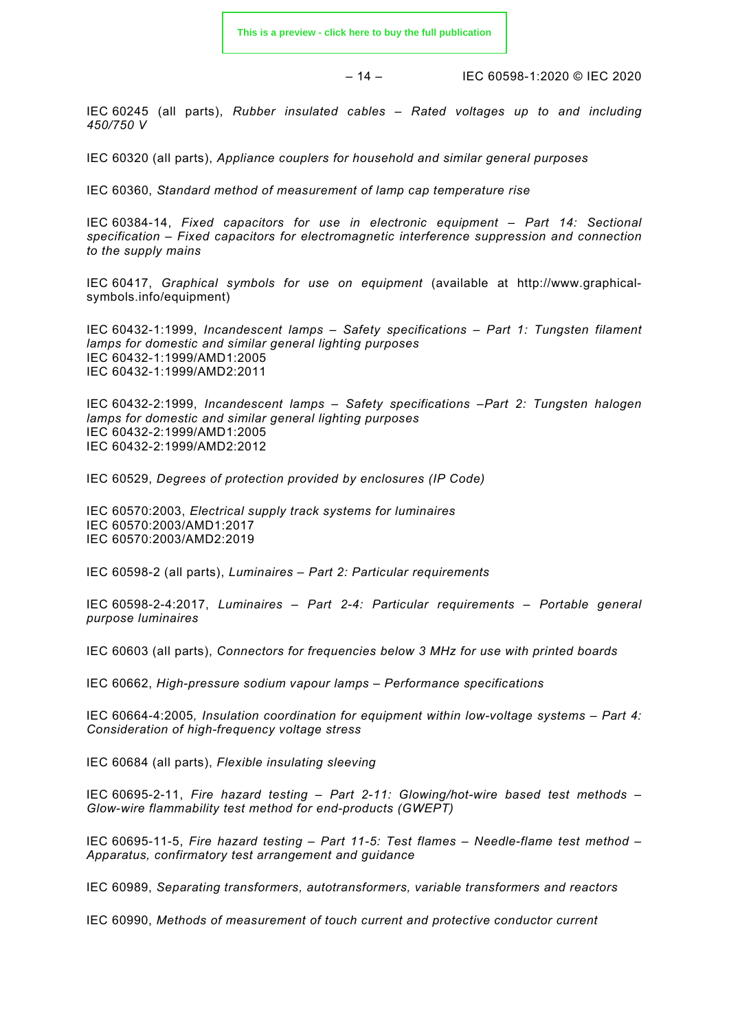IEC 60245 (all parts), *Rubber insulated cables – Rated voltages up to and including 450/750 V*

IEC 60320 (all parts), *Appliance couplers for household and similar general purposes*

IEC 60360, *Standard method of measurement of lamp cap temperature rise*

IEC 60384-14, *Fixed capacitors for use in electronic equipment – Part 14: Sectional specification – Fixed capacitors for electromagnetic interference suppression and connection to the supply mains*

IEC 60417, *Graphical symbols for use on equipment* (available at http://www.graphical-symbols.info/equipment)

IEC 60432-1:1999, *Incandescent lamps – Safety specifications – Part 1: Tungsten filament lamps for domestic and similar general lighting purposes*
IEC 60432-1:1999/AMD1:2005
IEC 60432-1:1999/AMD2:2011

IEC 60432-2:1999, *Incandescent lamps – Safety specifications –Part 2: Tungsten halogen lamps for domestic and similar general lighting purposes*
IEC 60432-2:1999/AMD1:2005
IEC 60432-2:1999/AMD2:2012

IEC 60529, *Degrees of protection provided by enclosures (IP Code)*

IEC 60570:2003, *Electrical supply track systems for luminaires*
IEC 60570:2003/AMD1:2017
IEC 60570:2003/AMD2:2019

IEC 60598-2 (all parts), *Luminaires – Part 2: Particular requirements*

IEC 60598-2-4:2017, *Luminaires – Part 2-4: Particular requirements – Portable general purpose luminaires*

IEC 60603 (all parts), *Connectors for frequencies below 3 MHz for use with printed boards*

IEC 60662, *High-pressure sodium vapour lamps – Performance specifications*

IEC 60664-4:2005*, Insulation coordination for equipment within low-voltage systems – Part 4: Consideration of high-frequency voltage stress*

IEC 60684 (all parts), *Flexible insulating sleeving*

IEC 60695-2-11, *Fire hazard testing – Part 2-11: Glowing/hot-wire based test methods – Glow-wire flammability test method for end-products (GWEPT)*

IEC 60695-11-5, *Fire hazard testing – Part 11-5: Test flames – Needle-flame test method – Apparatus, confirmatory test arrangement and guidance*

IEC 60989, *Separating transformers, autotransformers, variable transformers and reactors*

IEC 60990, *Methods of measurement of touch current and protective conductor current*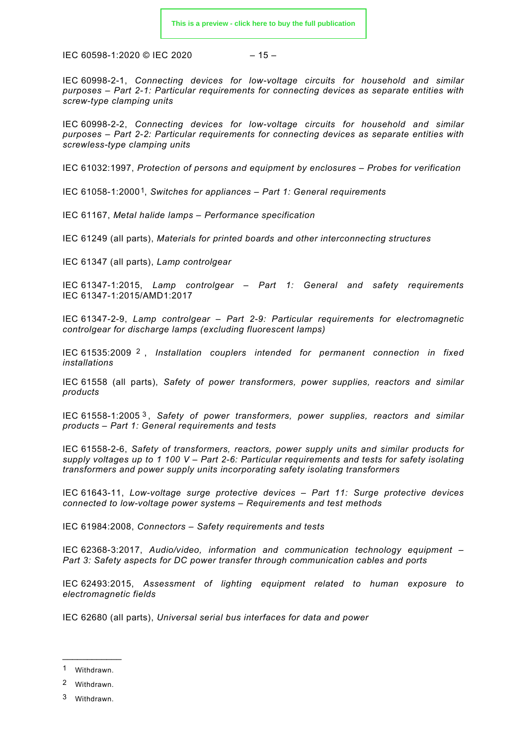IEC 60998-2-1, *Connecting devices for low-voltage circuits for household and similar purposes – Part 2-1: Particular requirements for connecting devices as separate entities with screw-type clamping units*

IEC 60998-2-2, *Connecting devices for low-voltage circuits for household and similar purposes – Part 2-2: Particular requirements for connecting devices as separate entities with screwless-type clamping units*

IEC 61032:1997, *Protection of persons and equipment by enclosures – Probes for verification*

IEC 61058-1:2000[1], *Switches for appliances – Part 1: General requirements*

IEC 61167, *Metal halide lamps – Performance specification*

IEC 61249 (all parts), *Materials for printed boards and other interconnecting structures*

IEC 61347 (all parts), *Lamp controlgear*

IEC 61347-1:2015, *Lamp controlgear – Part 1: General and safety requirements*
IEC 61347-1:2015/AMD1:2017

IEC 61347-2-9, *Lamp controlgear – Part 2-9: Particular requirements for electromagnetic controlgear for discharge lamps (excluding fluorescent lamps)*

IEC 61535:2009 [2], *Installation couplers intended for permanent connection in fixed installations*

IEC 61558 (all parts), *Safety of power transformers, power supplies, reactors and similar products*

IEC 61558-1:2005 [3], *Safety of power transformers, power supplies, reactors and similar products – Part 1: General requirements and tests*

IEC 61558-2-6, *Safety of transformers, reactors, power supply units and similar products for supply voltages up to 1 100 V – Part 2-6: Particular requirements and tests for safety isolating transformers and power supply units incorporating safety isolating transformers*

IEC 61643-11, *Low-voltage surge protective devices – Part 11: Surge protective devices connected to low-voltage power systems – Requirements and test methods*

IEC 61984:2008, *Connectors – Safety requirements and tests*

IEC 62368-3:2017, *Audio/video, information and communication technology equipment – Part 3: Safety aspects for DC power transfer through communication cables and ports*

IEC 62493:2015, *Assessment of lighting equipment related to human exposure to electromagnetic fields*

IEC 62680 (all parts), *Universal serial bus interfaces for data and power*

---

[1] Withdrawn.

[2] Withdrawn.

[3] Withdrawn.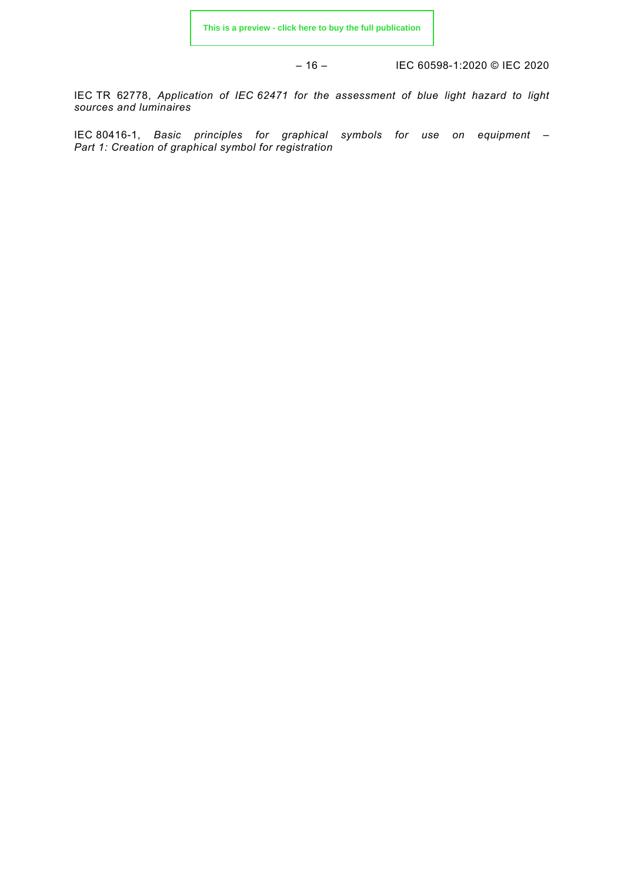IEC TR 62778, *Application of IEC 62471 for the assessment of blue light hazard to light sources and luminaires*

IEC 80416-1, *Basic principles for graphical symbols for use on equipment – Part 1: Creation of graphical symbol for registration*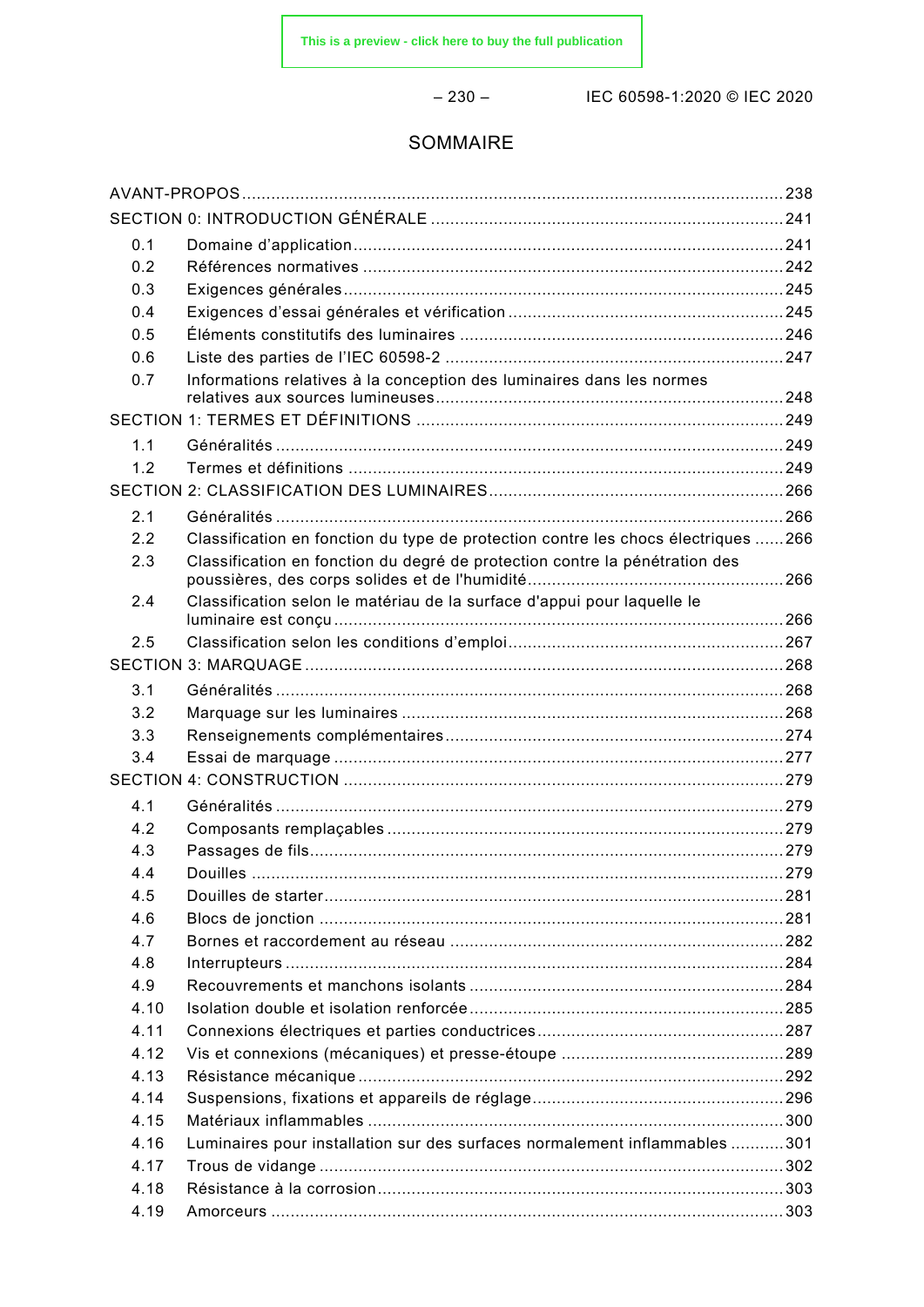# SOMMAIRE

AVANT-PROPOS ........................................................................................................ 238

SECTION 0: INTRODUCTION GÉNÉRALE ...................................................................... 241

- 0.1 Domaine d'application ........................................................................................ 241
- 0.2 Références normatives ........................................................................................ 242
- 0.3 Exigences générales ............................................................................................ 245
- 0.4 Exigences d'essai générales et vérification ....................................................... 245
- 0.5 Éléments constitutifs des luminaires ................................................................. 246
- 0.6 Liste des parties de l'IEC 60598-2 ..................................................................... 247
- 0.7 Informations relatives à la conception des luminaires dans les normes relatives aux sources lumineuses ............................................................................. 248

SECTION 1: TERMES ET DÉFINITIONS ......................................................................... 249

- 1.1 Généralités ......................................................................................................... 249
- 1.2 Termes et définitions ........................................................................................... 249

SECTION 2: CLASSIFICATION DES LUMINAIRES ......................................................... 266

- 2.1 Généralités ......................................................................................................... 266
- 2.2 Classification en fonction du type de protection contre les chocs électriques ...... 266
- 2.3 Classification en fonction du degré de protection contre la pénétration des poussières, des corps solides et de l'humidité .................................................... 266
- 2.4 Classification selon le matériau de la surface d'appui pour laquelle le luminaire est conçu ............................................................................................ 266
- 2.5 Classification selon les conditions d'emploi ........................................................ 267

SECTION 3: MARQUAGE ............................................................................................... 268

- 3.1 Généralités ......................................................................................................... 268
- 3.2 Marquage sur les luminaires ............................................................................... 268
- 3.3 Renseignements complémentaires ..................................................................... 274
- 3.4 Essai de marquage ............................................................................................. 277

SECTION 4: CONSTRUCTION ....................................................................................... 279

- 4.1 Généralités ......................................................................................................... 279
- 4.2 Composants remplaçables .................................................................................. 279
- 4.3 Passages de fils .................................................................................................. 279
- 4.4 Douilles ............................................................................................................... 279
- 4.5 Douilles de starter ............................................................................................... 281
- 4.6 Blocs de jonction ................................................................................................ 281
- 4.7 Bornes et raccordement au réseau .................................................................... 282
- 4.8 Interrupteurs ....................................................................................................... 284
- 4.9 Recouvrements et manchons isolants ................................................................ 284
- 4.10 Isolation double et isolation renforcée ................................................................ 285
- 4.11 Connexions électriques et parties conductrices .................................................. 287
- 4.12 Vis et connexions (mécaniques) et presse-étoupe .............................................. 289
- 4.13 Résistance mécanique ........................................................................................ 292
- 4.14 Suspensions, fixations et appareils de réglage ................................................... 296
- 4.15 Matériaux inflammables ...................................................................................... 300
- 4.16 Luminaires pour installation sur des surfaces normalement inflammables ........... 301
- 4.17 Trous de vidange ................................................................................................ 302
- 4.18 Résistance à la corrosion .................................................................................... 303
- 4.19 Amorceurs ........................................................................................................... 303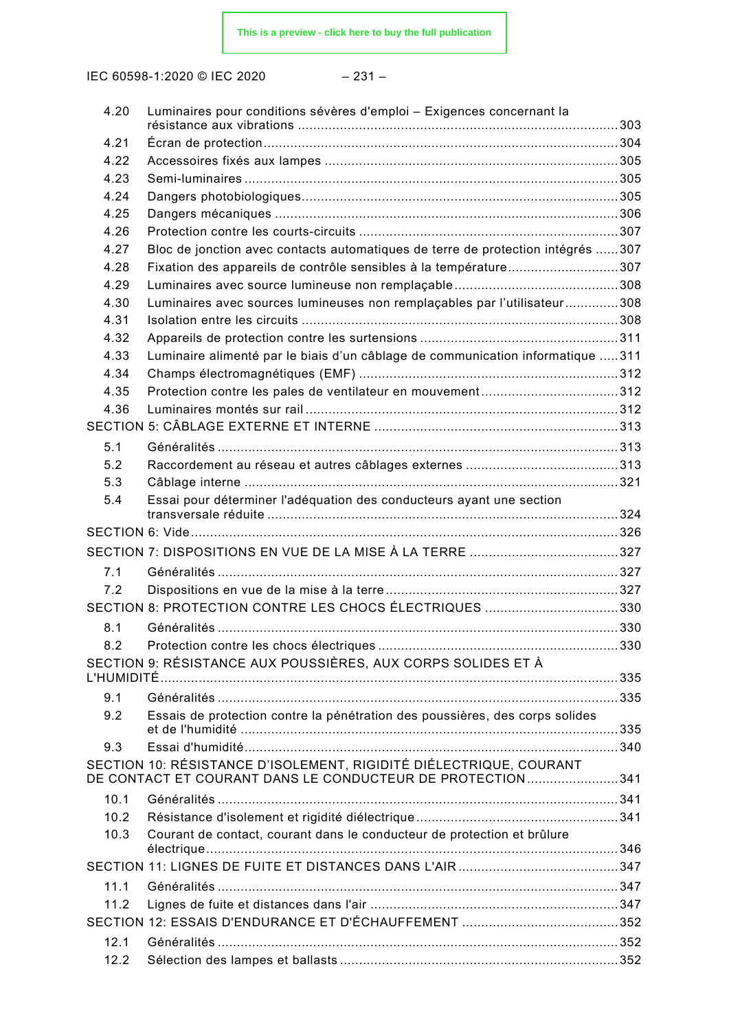4.20 Luminaires pour conditions sévères d'emploi – Exigences concernant la résistance aux vibrations .......... 303
4.21 Écran de protection .......... 304
4.22 Accessoires fixés aux lampes .......... 305
4.23 Semi-luminaires .......... 305
4.24 Dangers photobiologiques .......... 305
4.25 Dangers mécaniques .......... 306
4.26 Protection contre les courts-circuits .......... 307
4.27 Bloc de jonction avec contacts automatiques de terre de protection intégrés .......... 307
4.28 Fixation des appareils de contrôle sensibles à la température .......... 307
4.29 Luminaires avec source lumineuse non remplaçable .......... 308
4.30 Luminaires avec sources lumineuses non remplaçables par l'utilisateur .......... 308
4.31 Isolation entre les circuits .......... 308
4.32 Appareils de protection contre les surtensions .......... 311
4.33 Luminaire alimenté par le biais d'un câblage de communication informatique .......... 311
4.34 Champs électromagnétiques (EMF) .......... 312
4.35 Protection contre les pales de ventilateur en mouvement .......... 312
4.36 Luminaires montés sur rail .......... 312

SECTION 5: CÂBLAGE EXTERNE ET INTERNE .......... 313

5.1 Généralités .......... 313
5.2 Raccordement au réseau et autres câblages externes .......... 313
5.3 Câblage interne .......... 321
5.4 Essai pour déterminer l'adéquation des conducteurs ayant une section transversale réduite .......... 324

SECTION 6: Vide .......... 326

SECTION 7: DISPOSITIONS EN VUE DE LA MISE À LA TERRE .......... 327

7.1 Généralités .......... 327
7.2 Dispositions en vue de la mise à la terre .......... 327

SECTION 8: PROTECTION CONTRE LES CHOCS ÉLECTRIQUES .......... 330

8.1 Généralités .......... 330
8.2 Protection contre les chocs électriques .......... 330

SECTION 9: RÉSISTANCE AUX POUSSIÈRES, AUX CORPS SOLIDES ET À L'HUMIDITÉ .......... 335

9.1 Généralités .......... 335
9.2 Essais de protection contre la pénétration des poussières, des corps solides et de l'humidité .......... 335
9.3 Essai d'humidité .......... 340

SECTION 10: RÉSISTANCE D'ISOLEMENT, RIGIDITÉ DIÉLECTRIQUE, COURANT DE CONTACT ET COURANT DANS LE CONDUCTEUR DE PROTECTION .......... 341

10.1 Généralités .......... 341
10.2 Résistance d'isolement et rigidité diélectrique .......... 341
10.3 Courant de contact, courant dans le conducteur de protection et brûlure électrique .......... 346

SECTION 11: LIGNES DE FUITE ET DISTANCES DANS L'AIR .......... 347

11.1 Généralités .......... 347
11.2 Lignes de fuite et distances dans l'air .......... 347

SECTION 12: ESSAIS D'ENDURANCE ET D'ÉCHAUFFEMENT .......... 352

12.1 Généralités .......... 352
12.2 Sélection des lampes et ballasts .......... 352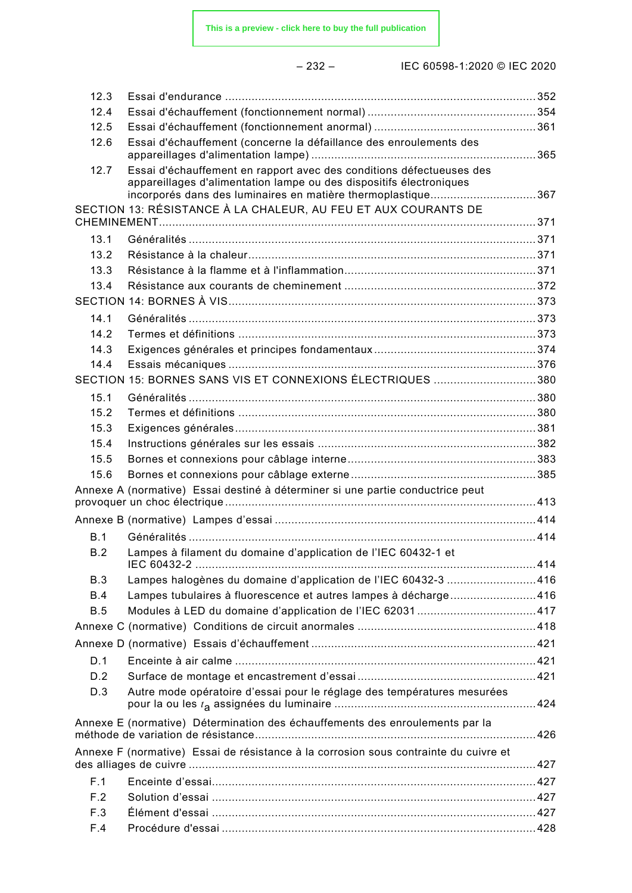12.3 Essai d'endurance ........................................................................................352
12.4 Essai d'échauffement (fonctionnement normal) ..................................................354
12.5 Essai d'échauffement (fonctionnement anormal) ................................................361
12.6 Essai d'échauffement (concerne la défaillance des enroulements des appareillages d'alimentation lampe) ....................................................................365
12.7 Essai d'échauffement en rapport avec des conditions défectueuses des appareillages d'alimentation lampe ou des dispositifs électroniques incorporés dans des luminaires en matière thermoplastique................................367

SECTION 13: RÉSISTANCE À LA CHALEUR, AU FEU ET AUX COURANTS DE CHEMINEMENT.........................................................................................................371

13.1 Généralités ..........................................................................................................371
13.2 Résistance à la chaleur........................................................................................371
13.3 Résistance à la flamme et à l'inflammation..........................................................371
13.4 Résistance aux courants de cheminement ..........................................................372

SECTION 14: BORNES À VIS.............................................................................................373

14.1 Généralités ..........................................................................................................373
14.2 Termes et définitions ..........................................................................................373
14.3 Exigences générales et principes fondamentaux .................................................374
14.4 Essais mécaniques .............................................................................................376

SECTION 15: BORNES SANS VIS ET CONNEXIONS ÉLECTRIQUES ...............................380

15.1 Généralités ..........................................................................................................380
15.2 Termes et définitions ..........................................................................................380
15.3 Exigences générales...........................................................................................381
15.4 Instructions générales sur les essais ..................................................................382
15.5 Bornes et connexions pour câblage interne.........................................................383
15.6 Bornes et connexions pour câblage externe........................................................385

Annexe A (normative) Essai destiné à déterminer si une partie conductrice peut provoquer un choc électrique .............................................................................................413

Annexe B (normative) Lampes d'essai ...............................................................................414

B.1 Généralités ..........................................................................................................414
B.2 Lampes à filament du domaine d'application de l'IEC 60432-1 et IEC 60432-2 ......................................................................................................414
B.3 Lampes halogènes du domaine d'application de l'IEC 60432-3 ...........................416
B.4 Lampes tubulaires à fluorescence et autres lampes à décharge..........................416
B.5 Modules à LED du domaine d'application de l'IEC 62031 ....................................417

Annexe C (normative) Conditions de circuit anormales ......................................................418

Annexe D (normative) Essais d'échauffement ....................................................................421

D.1 Enceinte à air calme ...........................................................................................421
D.2 Surface de montage et encastrement d'essai .....................................................421
D.3 Autre mode opératoire d'essai pour le réglage des températures mesurées pour la ou les $t_a$ assignées du luminaire .............................................................424

Annexe E (normative) Détermination des échauffements des enroulements par la méthode de variation de résistance....................................................................................426

Annexe F (normative) Essai de résistance à la corrosion sous contrainte du cuivre et des alliages de cuivre .........................................................................................................427

F.1 Enceinte d'essai...................................................................................................427
F.2 Solution d'essai ..................................................................................................427
F.3 Élément d'essai ..................................................................................................427
F.4 Procédure d'essai ...............................................................................................428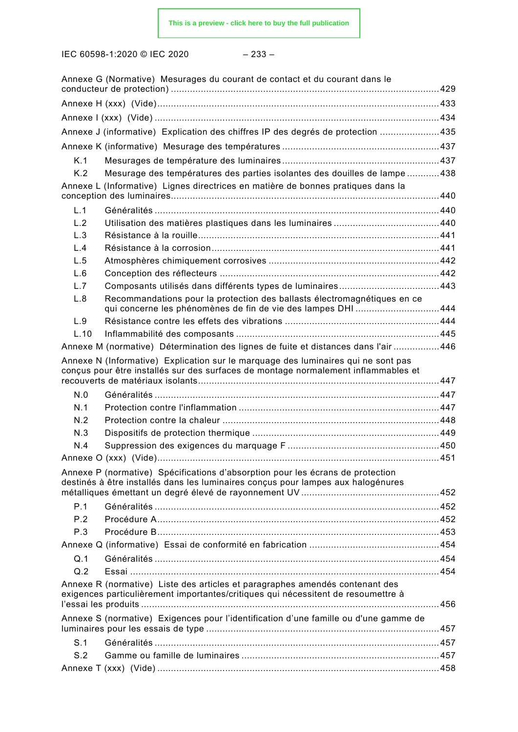Annexe G (Normative) Mesurages du courant de contact et du courant dans le conducteur de protection ........ 429

Annexe H (xxx) (Vide) ........ 433

Annexe I (xxx) (Vide) ........ 434

Annexe J (informative) Explication des chiffres IP des degrés de protection ........ 435

Annexe K (informative) Mesurage des températures ........ 437

- K.1 Mesurages de température des luminaires ........ 437
- K.2 Mesurage des températures des parties isolantes des douilles de lampe ........ 438

Annexe L (Informative) Lignes directrices en matière de bonnes pratiques dans la conception des luminaires ........ 440

- L.1 Généralités ........ 440
- L.2 Utilisation des matières plastiques dans les luminaires ........ 440
- L.3 Résistance à la rouille ........ 441
- L.4 Résistance à la corrosion ........ 441
- L.5 Atmosphères chimiquement corrosives ........ 442
- L.6 Conception des réflecteurs ........ 442
- L.7 Composants utilisés dans différents types de luminaires ........ 443
- L.8 Recommandations pour la protection des ballasts électromagnétiques en ce qui concerne les phénomènes de fin de vie des lampes DHI ........ 444
- L.9 Résistance contre les effets des vibrations ........ 444
- L.10 Inflammabilité des composants ........ 445

Annexe M (normative) Détermination des lignes de fuite et distances dans l'air ........ 446

Annexe N (Informative) Explication sur le marquage des luminaires qui ne sont pas conçus pour être installés sur des surfaces de montage normalement inflammables et recouverts de matériaux isolants ........ 447

- N.0 Généralités ........ 447
- N.1 Protection contre l'inflammation ........ 447
- N.2 Protection contre la chaleur ........ 448
- N.3 Dispositifs de protection thermique ........ 449
- N.4 Suppression des exigences du marquage F ........ 450

Annexe O (xxx) (Vide) ........ 451

Annexe P (normative) Spécifications d'absorption pour les écrans de protection destinés à être installés dans les luminaires conçus pour lampes aux halogénures métalliques émettant un degré élevé de rayonnement UV ........ 452

- P.1 Généralités ........ 452
- P.2 Procédure A ........ 452
- P.3 Procédure B ........ 453

Annexe Q (informative) Essai de conformité en fabrication ........ 454

- Q.1 Généralités ........ 454
- Q.2 Essai ........ 454

Annexe R (normative) Liste des articles et paragraphes amendés contenant des exigences particulièrement importantes/critiques qui nécessitent de resoumettre à l'essai les produits ........ 456

Annexe S (normative) Exigences pour l'identification d'une famille ou d'une gamme de luminaires pour les essais de type ........ 457

- S.1 Généralités ........ 457
- S.2 Gamme ou famille de luminaires ........ 457

Annexe T (xxx) (Vide) ........ 458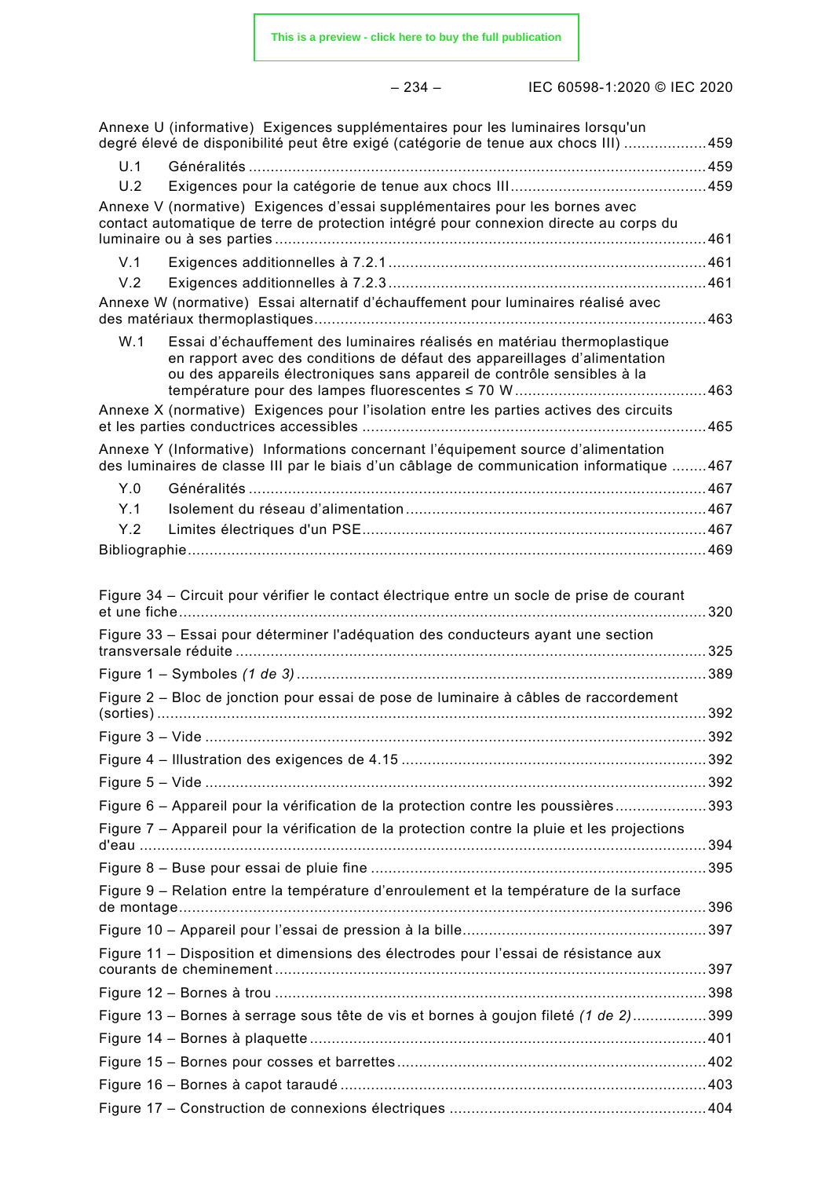Annexe U (informative) Exigences supplémentaires pour les luminaires lorsqu'un degré élevé de disponibilité peut être exigé (catégorie de tenue aux chocs III) ................... 459

U.1 Généralités ........................................................................................................ 459

U.2 Exigences pour la catégorie de tenue aux chocs III ............................................ 459

Annexe V (normative) Exigences d'essai supplémentaires pour les bornes avec contact automatique de terre de protection intégré pour connexion directe au corps du luminaire ou à ses parties ................................................................................................. 461

V.1 Exigences additionnelles à 7.2.1 ........................................................................ 461

V.2 Exigences additionnelles à 7.2.3 ........................................................................ 461

Annexe W (normative) Essai alternatif d'échauffement pour luminaires réalisé avec des matériaux thermoplastiques ........................................................................................ 463

W.1 Essai d'échauffement des luminaires réalisés en matériau thermoplastique en rapport avec des conditions de défaut des appareillages d'alimentation ou des appareils électroniques sans appareil de contrôle sensibles à la température pour des lampes fluorescentes ≤ 70 W ........................................... 463

Annexe X (normative) Exigences pour l'isolation entre les parties actives des circuits et les parties conductrices accessibles .............................................................................. 465

Annexe Y (Informative) Informations concernant l'équipement source d'alimentation des luminaires de classe III par le biais d'un câblage de communication informatique ........ 467

Y.0 Généralités ........................................................................................................ 467

Y.1 Isolement du réseau d'alimentation .................................................................... 467

Y.2 Limites électriques d'un PSE ............................................................................. 467

Bibliographie ..................................................................................................................... 469

Figure 34 – Circuit pour vérifier le contact électrique entre un socle de prise de courant et une fiche ........................................................................................................................ 320

Figure 33 – Essai pour déterminer l'adéquation des conducteurs ayant une section transversale réduite .......................................................................................................... 325

Figure 1 – Symboles *(1 de 3)* ............................................................................................ 389

Figure 2 – Bloc de jonction pour essai de pose de luminaire à câbles de raccordement (sorties) ............................................................................................................................ 392

Figure 3 – Vide ................................................................................................................. 392

Figure 4 – Illustration des exigences de 4.15 .................................................................... 392

Figure 5 – Vide ................................................................................................................. 392

Figure 6 – Appareil pour la vérification de la protection contre les poussières ..................... 393

Figure 7 – Appareil pour la vérification de la protection contre la pluie et les projections d'eau ................................................................................................................................ 394

Figure 8 – Buse pour essai de pluie fine ............................................................................ 395

Figure 9 – Relation entre la température d'enroulement et la température de la surface de montage ........................................................................................................................ 396

Figure 10 – Appareil pour l'essai de pression à la bille ....................................................... 397

Figure 11 – Disposition et dimensions des électrodes pour l'essai de résistance aux courants de cheminement ................................................................................................. 397

Figure 12 – Bornes à trou .................................................................................................. 398

Figure 13 – Bornes à serrage sous tête de vis et bornes à goujon fileté *(1 de 2)* ................. 399

Figure 14 – Bornes à plaquette .......................................................................................... 401

Figure 15 – Bornes pour cosses et barrettes ...................................................................... 402

Figure 16 – Bornes à capot taraudé ................................................................................... 403

Figure 17 – Construction de connexions électriques .......................................................... 404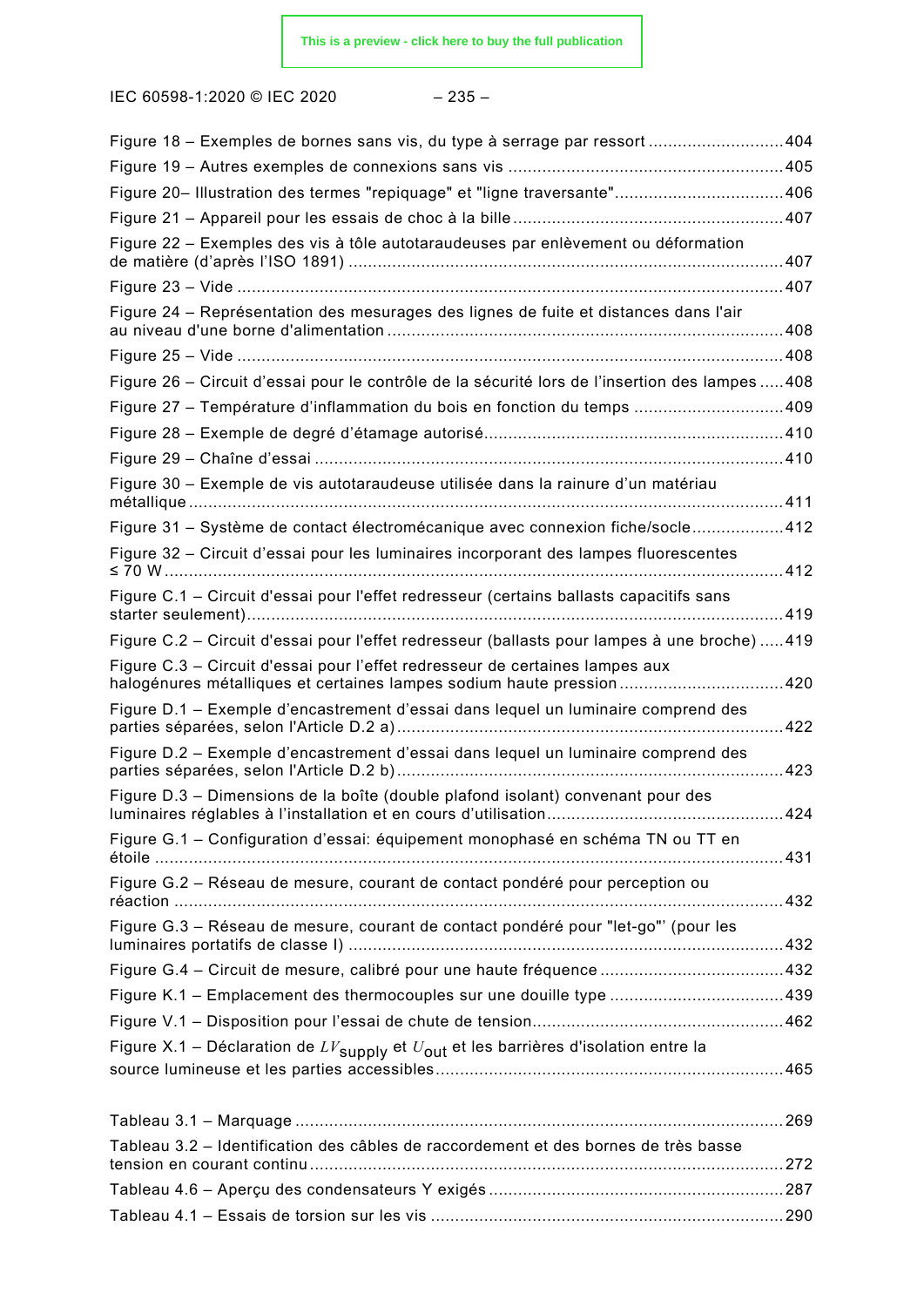Figure 18 – Exemples de bornes sans vis, du type à serrage par ressort ............................404

Figure 19 – Autres exemples de connexions sans vis .........................................................405

Figure 20– Illustration des termes "repiquage" et "ligne traversante"...................................406

Figure 21 – Appareil pour les essais de choc à la bille ........................................................407

Figure 22 – Exemples des vis à tôle autotaraudeuses par enlèvement ou déformation de matière (d'après l'ISO 1891) ..........................................................................................407

Figure 23 – Vide .................................................................................................................407

Figure 24 – Représentation des mesurages des lignes de fuite et distances dans l'air au niveau d'une borne d'alimentation ..................................................................................408

Figure 25 – Vide .................................................................................................................408

Figure 26 – Circuit d'essai pour le contrôle de la sécurité lors de l'insertion des lampes .....408

Figure 27 – Température d'inflammation du bois en fonction du temps ...............................409

Figure 28 – Exemple de degré d'étamage autorisé.............................................................410

Figure 29 – Chaîne d'essai .................................................................................................410

Figure 30 – Exemple de vis autotaraudeuse utilisée dans la rainure d'un matériau métallique ..........................................................................................................................411

Figure 31 – Système de contact électromécanique avec connexion fiche/socle...................412

Figure 32 – Circuit d'essai pour les luminaires incorporant des lampes fluorescentes ≤ 70 W ...............................................................................................................................412

Figure C.1 – Circuit d'essai pour l'effet redresseur (certains ballasts capacitifs sans starter seulement)..............................................................................................................419

Figure C.2 – Circuit d'essai pour l'effet redresseur (ballasts pour lampes à une broche) .....419

Figure C.3 – Circuit d'essai pour l'effet redresseur de certaines lampes aux halogénures métalliques et certaines lampes sodium haute pression .................................420

Figure D.1 – Exemple d'encastrement d'essai dans lequel un luminaire comprend des parties séparées, selon l'Article D.2 a)................................................................................422

Figure D.2 – Exemple d'encastrement d'essai dans lequel un luminaire comprend des parties séparées, selon l'Article D.2 b)................................................................................423

Figure D.3 – Dimensions de la boîte (double plafond isolant) convenant pour des luminaires réglables à l'installation et en cours d'utilisation.................................................424

Figure G.1 – Configuration d'essai: équipement monophasé en schéma TN ou TT en étoile ..................................................................................................................................431

Figure G.2 – Réseau de mesure, courant de contact pondéré pour perception ou réaction ............................................................................................................................432

Figure G.3 – Réseau de mesure, courant de contact pondéré pour "let-go"' (pour les luminaires portatifs de classe I) .........................................................................................432

Figure G.4 – Circuit de mesure, calibré pour une haute fréquence ......................................432

Figure K.1 – Emplacement des thermocouples sur une douille type ....................................439

Figure V.1 – Disposition pour l'essai de chute de tension....................................................462

Figure X.1 – Déclaration de $LV_{\text{supply}}$ et $U_{\text{out}}$ et les barrières d'isolation entre la source lumineuse et les parties accessibles........................................................................465

Tableau 3.1 – Marquage .....................................................................................................269

Tableau 3.2 – Identification des câbles de raccordement et des bornes de très basse tension en courant continu ..................................................................................................272

Tableau 4.6 – Aperçu des condensateurs Y exigés .............................................................287

Tableau 4.1 – Essais de torsion sur les vis .........................................................................290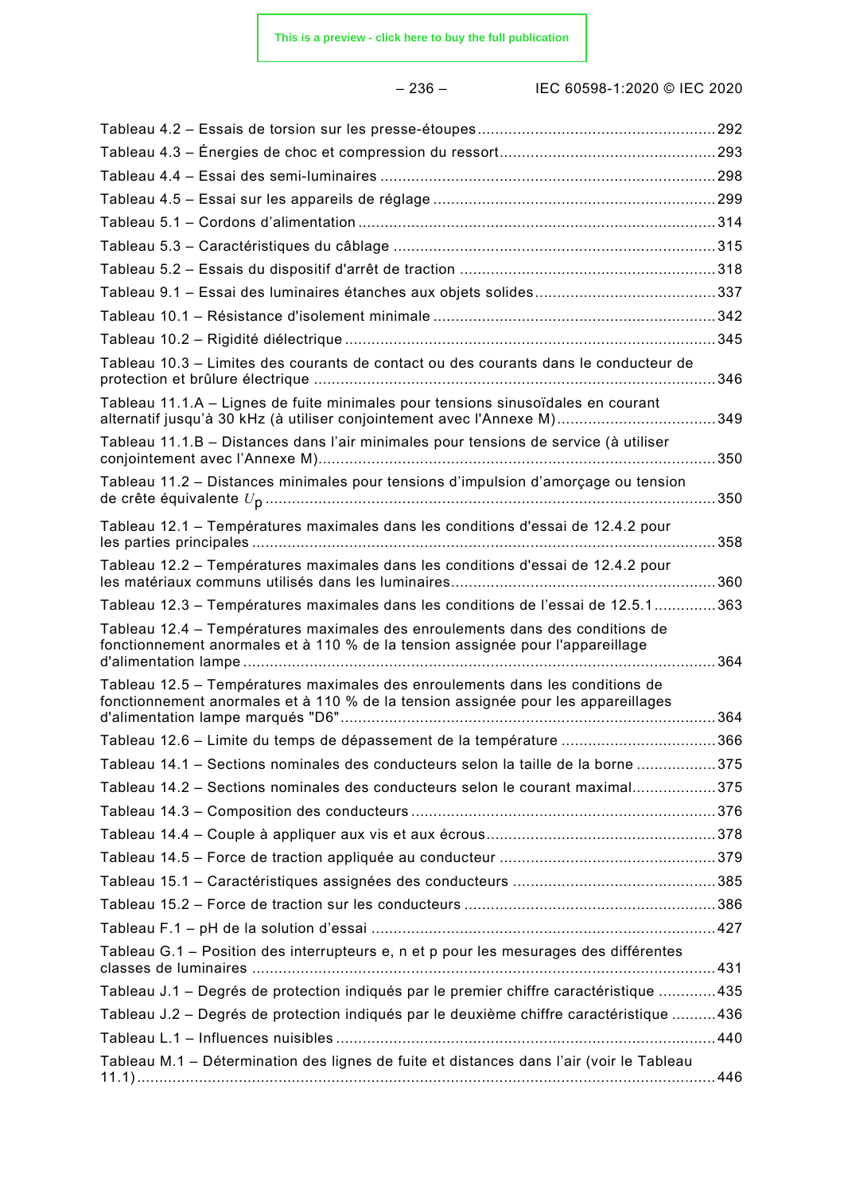Tableau 4.2 – Essais de torsion sur les presse-étoupes ..................................................... 292

Tableau 4.3 – Énergies de choc et compression du ressort ................................................ 293

Tableau 4.4 – Essai des semi-luminaires ........................................................................... 298

Tableau 4.5 – Essai sur les appareils de réglage ............................................................... 299

Tableau 5.1 – Cordons d'alimentation ................................................................................ 314

Tableau 5.3 – Caractéristiques du câblage ........................................................................ 315

Tableau 5.2 – Essais du dispositif d'arrêt de traction ......................................................... 318

Tableau 9.1 – Essai des luminaires étanches aux objets solides ........................................ 337

Tableau 10.1 – Résistance d'isolement minimale ............................................................... 342

Tableau 10.2 – Rigidité diélectrique ................................................................................... 345

Tableau 10.3 – Limites des courants de contact ou des courants dans le conducteur de protection et brûlure électrique ........................................................................................ 346

Tableau 11.1.A – Lignes de fuite minimales pour tensions sinusoïdales en courant alternatif jusqu'à 30 kHz (à utiliser conjointement avec l'Annexe M) .................................... 349

Tableau 11.1.B – Distances dans l'air minimales pour tensions de service (à utiliser conjointement avec l'Annexe M) ........................................................................................ 350

Tableau 11.2 – Distances minimales pour tensions d'impulsion d'amorçage ou tension de crête équivalente $U_p$ ..................................................................................................... 350

Tableau 12.1 – Températures maximales dans les conditions d'essai de 12.4.2 pour les parties principales ........................................................................................................ 358

Tableau 12.2 – Températures maximales dans les conditions d'essai de 12.4.2 pour les matériaux communs utilisés dans les luminaires ........................................................... 360

Tableau 12.3 – Températures maximales dans les conditions de l'essai de 12.5.1 .............. 363

Tableau 12.4 – Températures maximales des enroulements dans des conditions de fonctionnement anormales et à 110 % de la tension assignée pour l'appareillage d'alimentation lampe ......................................................................................................... 364

Tableau 12.5 – Températures maximales des enroulements dans les conditions de fonctionnement anormales et à 110 % de la tension assignée pour les appareillages d'alimentation lampe marqués "D6" .................................................................................... 364

Tableau 12.6 – Limite du temps de dépassement de la température .................................. 366

Tableau 14.1 – Sections nominales des conducteurs selon la taille de la borne .................. 375

Tableau 14.2 – Sections nominales des conducteurs selon le courant maximal ................... 375

Tableau 14.3 – Composition des conducteurs .................................................................... 376

Tableau 14.4 – Couple à appliquer aux vis et aux écrous ................................................... 378

Tableau 14.5 – Force de traction appliquée au conducteur ................................................ 379

Tableau 15.1 – Caractéristiques assignées des conducteurs ............................................. 385

Tableau 15.2 – Force de traction sur les conducteurs ........................................................ 386

Tableau F.1 – pH de la solution d'essai ............................................................................. 427

Tableau G.1 – Position des interrupteurs e, n et p pour les mesurages des différentes classes de luminaires ....................................................................................................... 431

Tableau J.1 – Degrés de protection indiqués par le premier chiffre caractéristique ............. 435

Tableau J.2 – Degrés de protection indiqués par le deuxième chiffre caractéristique .......... 436

Tableau L.1 – Influences nuisibles ..................................................................................... 440

Tableau M.1 – Détermination des lignes de fuite et distances dans l'air (voir le Tableau 11.1) ................................................................................................................................ 446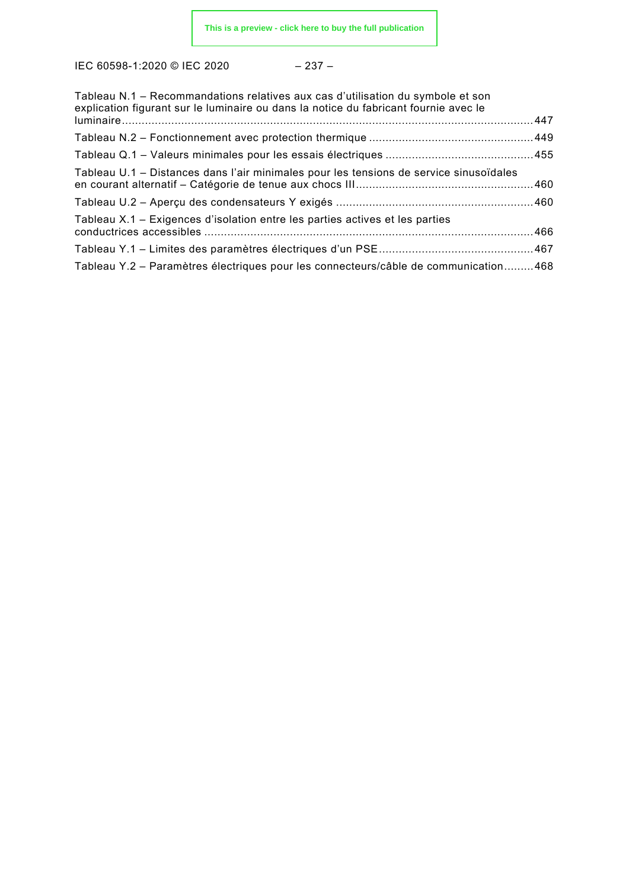Tableau N.1 – Recommandations relatives aux cas d'utilisation du symbole et son explication figurant sur le luminaire ou dans la notice du fabricant fournie avec le luminaire ........................................................................................................................... 447

Tableau N.2 – Fonctionnement avec protection thermique ................................................. 449

Tableau Q.1 – Valeurs minimales pour les essais électriques ............................................ 455

Tableau U.1 – Distances dans l'air minimales pour les tensions de service sinusoïdales en courant alternatif – Catégorie de tenue aux chocs III ..................................................... 460

Tableau U.2 – Aperçu des condensateurs Y exigés ........................................................... 460

Tableau X.1 – Exigences d'isolation entre les parties actives et les parties conductrices accessibles ................................................................................................... 466

Tableau Y.1 – Limites des paramètres électriques d'un PSE .............................................. 467

Tableau Y.2 – Paramètres électriques pour les connecteurs/câble de communication ......... 468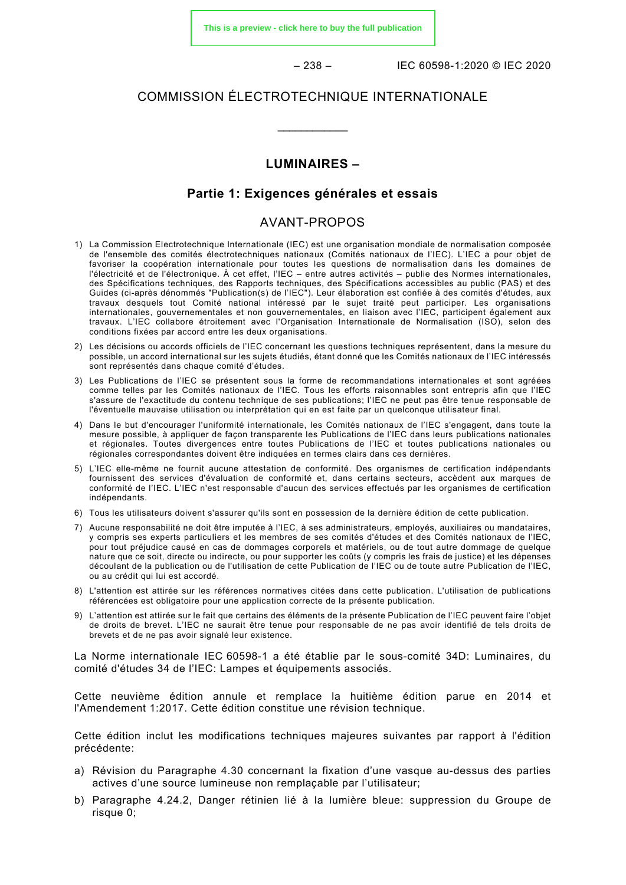COMMISSION ÉLECTROTECHNIQUE INTERNATIONALE

\_\_\_\_\_\_\_\_\_\_\_\_

# LUMINAIRES –

## Partie 1: Exigences générales et essais

## AVANT-PROPOS

1) La Commission Electrotechnique Internationale (IEC) est une organisation mondiale de normalisation composée de l'ensemble des comités électrotechniques nationaux (Comités nationaux de l'IEC). L'IEC a pour objet de favoriser la coopération internationale pour toutes les questions de normalisation dans les domaines de l'électricité et de l'électronique. À cet effet, l'IEC – entre autres activités – publie des Normes internationales, des Spécifications techniques, des Rapports techniques, des Spécifications accessibles au public (PAS) et des Guides (ci-après dénommés "Publication(s) de l'IEC"). Leur élaboration est confiée à des comités d'études, aux travaux desquels tout Comité national intéressé par le sujet traité peut participer. Les organisations internationales, gouvernementales et non gouvernementales, en liaison avec l'IEC, participent également aux travaux. L'IEC collabore étroitement avec l'Organisation Internationale de Normalisation (ISO), selon des conditions fixées par accord entre les deux organisations.
2) Les décisions ou accords officiels de l'IEC concernant les questions techniques représentent, dans la mesure du possible, un accord international sur les sujets étudiés, étant donné que les Comités nationaux de l'IEC intéressés sont représentés dans chaque comité d'études.
3) Les Publications de l'IEC se présentent sous la forme de recommandations internationales et sont agréées comme telles par les Comités nationaux de l'IEC. Tous les efforts raisonnables sont entrepris afin que l'IEC s'assure de l'exactitude du contenu technique de ses publications; l'IEC ne peut pas être tenue responsable de l'éventuelle mauvaise utilisation ou interprétation qui en est faite par un quelconque utilisateur final.
4) Dans le but d'encourager l'uniformité internationale, les Comités nationaux de l'IEC s'engagent, dans toute la mesure possible, à appliquer de façon transparente les Publications de l'IEC dans leurs publications nationales et régionales. Toutes divergences entre toutes Publications de l'IEC et toutes publications nationales ou régionales correspondantes doivent être indiquées en termes clairs dans ces dernières.
5) L'IEC elle-même ne fournit aucune attestation de conformité. Des organismes de certification indépendants fournissent des services d'évaluation de conformité et, dans certains secteurs, accèdent aux marques de conformité de l'IEC. L'IEC n'est responsable d'aucun des services effectués par les organismes de certification indépendants.
6) Tous les utilisateurs doivent s'assurer qu'ils sont en possession de la dernière édition de cette publication.
7) Aucune responsabilité ne doit être imputée à l'IEC, à ses administrateurs, employés, auxiliaires ou mandataires, y compris ses experts particuliers et les membres de ses comités d'études et des Comités nationaux de l'IEC, pour tout préjudice causé en cas de dommages corporels et matériels, ou de tout autre dommage de quelque nature que ce soit, directe ou indirecte, ou pour supporter les coûts (y compris les frais de justice) et les dépenses découlant de la publication ou de l'utilisation de cette Publication de l'IEC ou de toute autre Publication de l'IEC, ou au crédit qui lui est accordé.
8) L'attention est attirée sur les références normatives citées dans cette publication. L'utilisation de publications référencées est obligatoire pour une application correcte de la présente publication.
9) L'attention est attirée sur le fait que certains des éléments de la présente Publication de l'IEC peuvent faire l'objet de droits de brevet. L'IEC ne saurait être tenue pour responsable de ne pas avoir identifié de tels droits de brevets et de ne pas avoir signalé leur existence.

La Norme internationale IEC 60598-1 a été établie par le sous-comité 34D: Luminaires, du comité d'études 34 de l'IEC: Lampes et équipements associés.

Cette neuvième édition annule et remplace la huitième édition parue en 2014 et l'Amendement 1:2017. Cette édition constitue une révision technique.

Cette édition inclut les modifications techniques majeures suivantes par rapport à l'édition précédente:

a) Révision du Paragraphe 4.30 concernant la fixation d'une vasque au-dessus des parties actives d'une source lumineuse non remplaçable par l'utilisateur;
b) Paragraphe 4.24.2, Danger rétinien lié à la lumière bleue: suppression du Groupe de risque 0;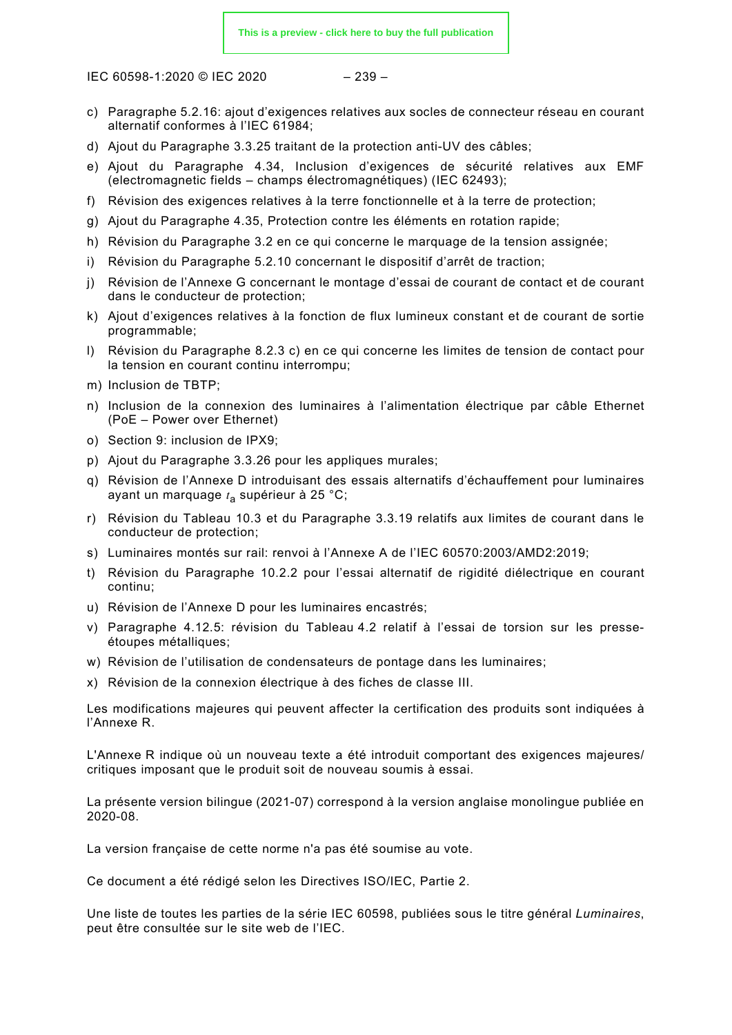c) Paragraphe 5.2.16: ajout d’exigences relatives aux socles de connecteur réseau en courant alternatif conformes à l’IEC 61984;

d) Ajout du Paragraphe 3.3.25 traitant de la protection anti-UV des câbles;

e) Ajout du Paragraphe 4.34, Inclusion d’exigences de sécurité relatives aux EMF (electromagnetic fields – champs électromagnétiques) (IEC 62493);

f) Révision des exigences relatives à la terre fonctionnelle et à la terre de protection;

g) Ajout du Paragraphe 4.35, Protection contre les éléments en rotation rapide;

h) Révision du Paragraphe 3.2 en ce qui concerne le marquage de la tension assignée;

i) Révision du Paragraphe 5.2.10 concernant le dispositif d’arrêt de traction;

j) Révision de l’Annexe G concernant le montage d’essai de courant de contact et de courant dans le conducteur de protection;

k) Ajout d’exigences relatives à la fonction de flux lumineux constant et de courant de sortie programmable;

l) Révision du Paragraphe 8.2.3 c) en ce qui concerne les limites de tension de contact pour la tension en courant continu interrompu;

m) Inclusion de TBTP;

n) Inclusion de la connexion des luminaires à l’alimentation électrique par câble Ethernet (PoE – Power over Ethernet)

o) Section 9: inclusion de IPX9;

p) Ajout du Paragraphe 3.3.26 pour les appliques murales;

q) Révision de l’Annexe D introduisant des essais alternatifs d’échauffement pour luminaires ayant un marquage $t_a$ supérieur à 25 °C;

r) Révision du Tableau 10.3 et du Paragraphe 3.3.19 relatifs aux limites de courant dans le conducteur de protection;

s) Luminaires montés sur rail: renvoi à l’Annexe A de l’IEC 60570:2003/AMD2:2019;

t) Révision du Paragraphe 10.2.2 pour l’essai alternatif de rigidité diélectrique en courant continu;

u) Révision de l’Annexe D pour les luminaires encastrés;

v) Paragraphe 4.12.5: révision du Tableau 4.2 relatif à l’essai de torsion sur les presse-étoupes métalliques;

w) Révision de l’utilisation de condensateurs de pontage dans les luminaires;

x) Révision de la connexion électrique à des fiches de classe III.

Les modifications majeures qui peuvent affecter la certification des produits sont indiquées à l’Annexe R.

L'Annexe R indique où un nouveau texte a été introduit comportant des exigences majeures/critiques imposant que le produit soit de nouveau soumis à essai.

La présente version bilingue (2021-07) correspond à la version anglaise monolingue publiée en 2020-08.

La version française de cette norme n'a pas été soumise au vote.

Ce document a été rédigé selon les Directives ISO/IEC, Partie 2.

Une liste de toutes les parties de la série IEC 60598, publiées sous le titre général *Luminaires*, peut être consultée sur le site web de l’IEC.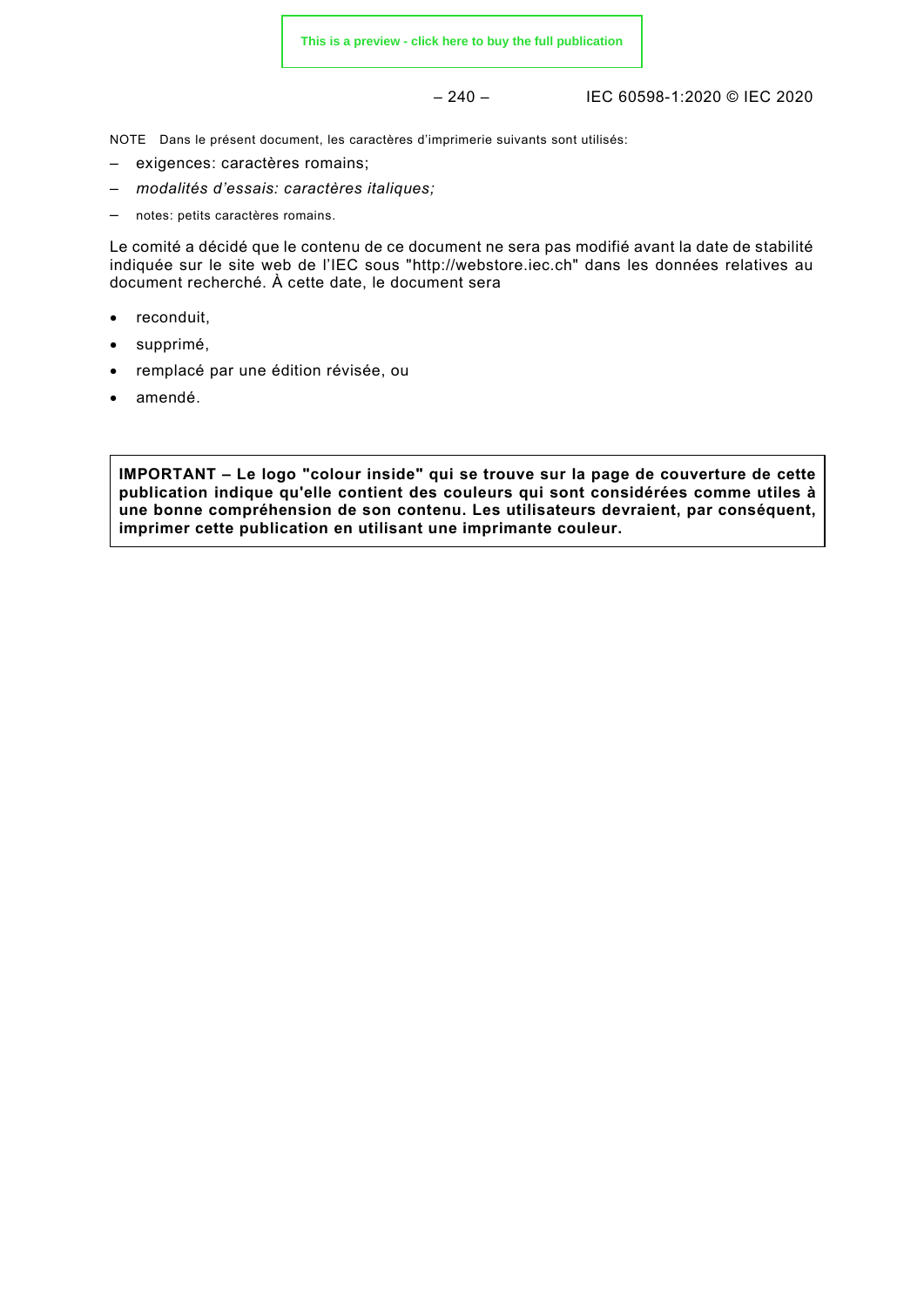NOTE Dans le présent document, les caractères d'imprimerie suivants sont utilisés:

– exigences: caractères romains;
– *modalités d'essais: caractères italiques;*
– notes: petits caractères romains.

Le comité a décidé que le contenu de ce document ne sera pas modifié avant la date de stabilité indiquée sur le site web de l'IEC sous "http://webstore.iec.ch" dans les données relatives au document recherché. À cette date, le document sera

- reconduit,
- supprimé,
- remplacé par une édition révisée, ou
- amendé.

**IMPORTANT – Le logo "colour inside" qui se trouve sur la page de couverture de cette publication indique qu'elle contient des couleurs qui sont considérées comme utiles à une bonne compréhension de son contenu. Les utilisateurs devraient, par conséquent, imprimer cette publication en utilisant une imprimante couleur.**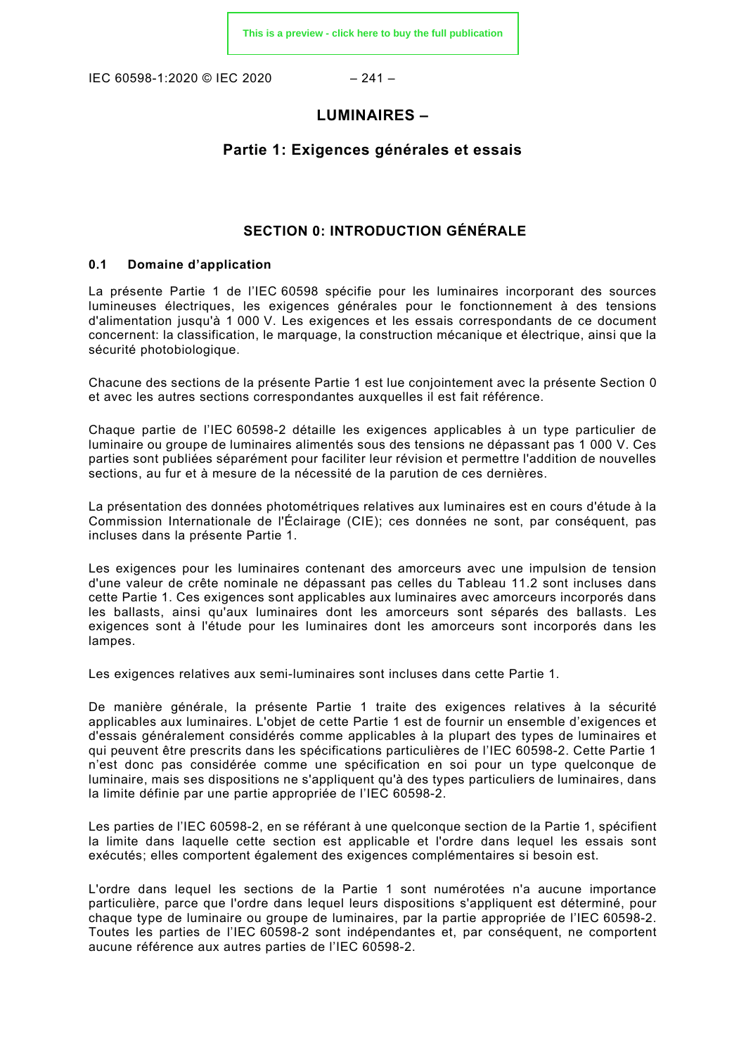# LUMINAIRES –

## Partie 1: Exigences générales et essais

## SECTION 0: INTRODUCTION GÉNÉRALE

### 0.1 Domaine d'application

La présente Partie 1 de l'IEC 60598 spécifie pour les luminaires incorporant des sources lumineuses électriques, les exigences générales pour le fonctionnement à des tensions d'alimentation jusqu'à 1 000 V. Les exigences et les essais correspondants de ce document concernent: la classification, le marquage, la construction mécanique et électrique, ainsi que la sécurité photobiologique.

Chacune des sections de la présente Partie 1 est lue conjointement avec la présente Section 0 et avec les autres sections correspondantes auxquelles il est fait référence.

Chaque partie de l'IEC 60598-2 détaille les exigences applicables à un type particulier de luminaire ou groupe de luminaires alimentés sous des tensions ne dépassant pas 1 000 V. Ces parties sont publiées séparément pour faciliter leur révision et permettre l'addition de nouvelles sections, au fur et à mesure de la nécessité de la parution de ces dernières.

La présentation des données photométriques relatives aux luminaires est en cours d'étude à la Commission Internationale de l'Éclairage (CIE); ces données ne sont, par conséquent, pas incluses dans la présente Partie 1.

Les exigences pour les luminaires contenant des amorceurs avec une impulsion de tension d'une valeur de crête nominale ne dépassant pas celles du Tableau 11.2 sont incluses dans cette Partie 1. Ces exigences sont applicables aux luminaires avec amorceurs incorporés dans les ballasts, ainsi qu'aux luminaires dont les amorceurs sont séparés des ballasts. Les exigences sont à l'étude pour les luminaires dont les amorceurs sont incorporés dans les lampes.

Les exigences relatives aux semi-luminaires sont incluses dans cette Partie 1.

De manière générale, la présente Partie 1 traite des exigences relatives à la sécurité applicables aux luminaires. L'objet de cette Partie 1 est de fournir un ensemble d'exigences et d'essais généralement considérés comme applicables à la plupart des types de luminaires et qui peuvent être prescrits dans les spécifications particulières de l'IEC 60598-2. Cette Partie 1 n'est donc pas considérée comme une spécification en soi pour un type quelconque de luminaire, mais ses dispositions ne s'appliquent qu'à des types particuliers de luminaires, dans la limite définie par une partie appropriée de l'IEC 60598-2.

Les parties de l'IEC 60598-2, en se référant à une quelconque section de la Partie 1, spécifient la limite dans laquelle cette section est applicable et l'ordre dans lequel les essais sont exécutés; elles comportent également des exigences complémentaires si besoin est.

L'ordre dans lequel les sections de la Partie 1 sont numérotées n'a aucune importance particulière, parce que l'ordre dans lequel leurs dispositions s'appliquent est déterminé, pour chaque type de luminaire ou groupe de luminaires, par la partie appropriée de l'IEC 60598-2. Toutes les parties de l'IEC 60598-2 sont indépendantes et, par conséquent, ne comportent aucune référence aux autres parties de l'IEC 60598-2.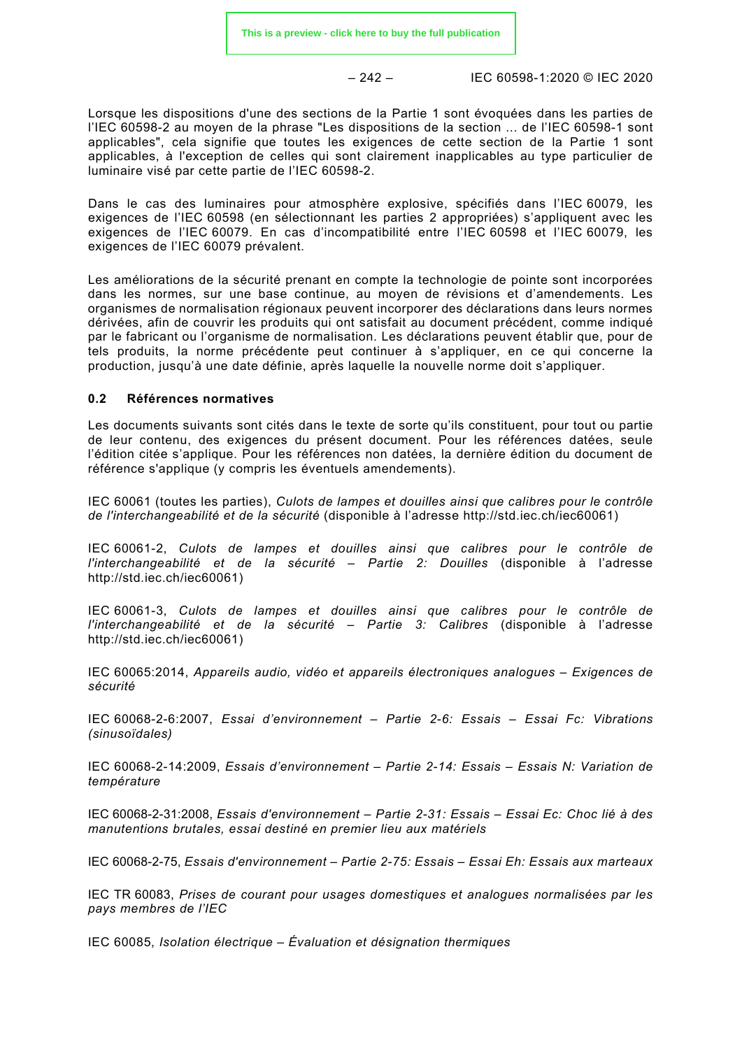Lorsque les dispositions d'une des sections de la Partie 1 sont évoquées dans les parties de l'IEC 60598-2 au moyen de la phrase "Les dispositions de la section ... de l'IEC 60598-1 sont applicables", cela signifie que toutes les exigences de cette section de la Partie 1 sont applicables, à l'exception de celles qui sont clairement inapplicables au type particulier de luminaire visé par cette partie de l'IEC 60598-2.

Dans le cas des luminaires pour atmosphère explosive, spécifiés dans l'IEC 60079, les exigences de l'IEC 60598 (en sélectionnant les parties 2 appropriées) s'appliquent avec les exigences de l'IEC 60079. En cas d'incompatibilité entre l'IEC 60598 et l'IEC 60079, les exigences de l'IEC 60079 prévalent.

Les améliorations de la sécurité prenant en compte la technologie de pointe sont incorporées dans les normes, sur une base continue, au moyen de révisions et d'amendements. Les organismes de normalisation régionaux peuvent incorporer des déclarations dans leurs normes dérivées, afin de couvrir les produits qui ont satisfait au document précédent, comme indiqué par le fabricant ou l'organisme de normalisation. Les déclarations peuvent établir que, pour de tels produits, la norme précédente peut continuer à s'appliquer, en ce qui concerne la production, jusqu'à une date définie, après laquelle la nouvelle norme doit s'appliquer.

### 0.2 Références normatives

Les documents suivants sont cités dans le texte de sorte qu'ils constituent, pour tout ou partie de leur contenu, des exigences du présent document. Pour les références datées, seule l'édition citée s'applique. Pour les références non datées, la dernière édition du document de référence s'applique (y compris les éventuels amendements).

IEC 60061 (toutes les parties), *Culots de lampes et douilles ainsi que calibres pour le contrôle de l'interchangeabilité et de la sécurité* (disponible à l'adresse http://std.iec.ch/iec60061)

IEC 60061-2, *Culots de lampes et douilles ainsi que calibres pour le contrôle de l'interchangeabilité et de la sécurité – Partie 2: Douilles* (disponible à l'adresse http://std.iec.ch/iec60061)

IEC 60061-3, *Culots de lampes et douilles ainsi que calibres pour le contrôle de l'interchangeabilité et de la sécurité – Partie 3: Calibres* (disponible à l'adresse http://std.iec.ch/iec60061)

IEC 60065:2014, *Appareils audio, vidéo et appareils électroniques analogues – Exigences de sécurité*

IEC 60068-2-6:2007, *Essai d'environnement – Partie 2-6: Essais – Essai Fc: Vibrations (sinusoïdales)*

IEC 60068-2-14:2009, *Essais d'environnement – Partie 2-14: Essais – Essais N: Variation de température*

IEC 60068-2-31:2008, *Essais d'environnement – Partie 2-31: Essais – Essai Ec: Choc lié à des manutentions brutales, essai destiné en premier lieu aux matériels*

IEC 60068-2-75, *Essais d'environnement – Partie 2-75: Essais – Essai Eh: Essais aux marteaux*

IEC TR 60083, *Prises de courant pour usages domestiques et analogues normalisées par les pays membres de l'IEC*

IEC 60085, *Isolation électrique – Évaluation et désignation thermiques*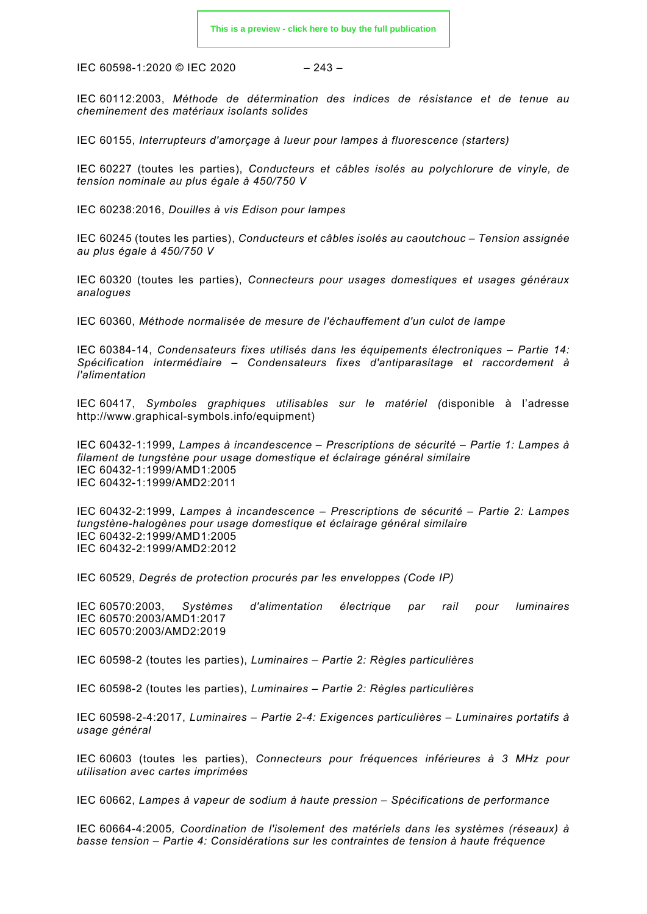IEC 60112:2003, *Méthode de détermination des indices de résistance et de tenue au cheminement des matériaux isolants solides*

IEC 60155, *Interrupteurs d'amorçage à lueur pour lampes à fluorescence (starters)*

IEC 60227 (toutes les parties), *Conducteurs et câbles isolés au polychlorure de vinyle, de tension nominale au plus égale à 450/750 V*

IEC 60238:2016, *Douilles à vis Edison pour lampes*

IEC 60245 (toutes les parties), *Conducteurs et câbles isolés au caoutchouc – Tension assignée au plus égale à 450/750 V*

IEC 60320 (toutes les parties), *Connecteurs pour usages domestiques et usages généraux analogues*

IEC 60360, *Méthode normalisée de mesure de l'échauffement d'un culot de lampe*

IEC 60384-14, *Condensateurs fixes utilisés dans les équipements électroniques – Partie 14: Spécification intermédiaire – Condensateurs fixes d'antiparasitage et raccordement à l'alimentation*

IEC 60417, *Symboles graphiques utilisables sur le matériel (*disponible à l'adresse http://www.graphical-symbols.info/equipment)

IEC 60432-1:1999, *Lampes à incandescence – Prescriptions de sécurité – Partie 1: Lampes à filament de tungstène pour usage domestique et éclairage général similaire*
IEC 60432-1:1999/AMD1:2005
IEC 60432-1:1999/AMD2:2011

IEC 60432-2:1999, *Lampes à incandescence – Prescriptions de sécurité – Partie 2: Lampes tungstène-halogènes pour usage domestique et éclairage général similaire*
IEC 60432-2:1999/AMD1:2005
IEC 60432-2:1999/AMD2:2012

IEC 60529, *Degrés de protection procurés par les enveloppes (Code IP)*

IEC 60570:2003, *Systèmes d'alimentation électrique par rail pour luminaires*
IEC 60570:2003/AMD1:2017
IEC 60570:2003/AMD2:2019

IEC 60598-2 (toutes les parties), *Luminaires – Partie 2: Règles particulières*

IEC 60598-2 (toutes les parties), *Luminaires – Partie 2: Règles particulières*

IEC 60598-2-4:2017, *Luminaires – Partie 2-4: Exigences particulières – Luminaires portatifs à usage général*

IEC 60603 (toutes les parties), *Connecteurs pour fréquences inférieures à 3 MHz pour utilisation avec cartes imprimées*

IEC 60662, *Lampes à vapeur de sodium à haute pression – Spécifications de performance*

IEC 60664-4:2005, *Coordination de l'isolement des matériels dans les systèmes (réseaux) à basse tension – Partie 4: Considérations sur les contraintes de tension à haute fréquence*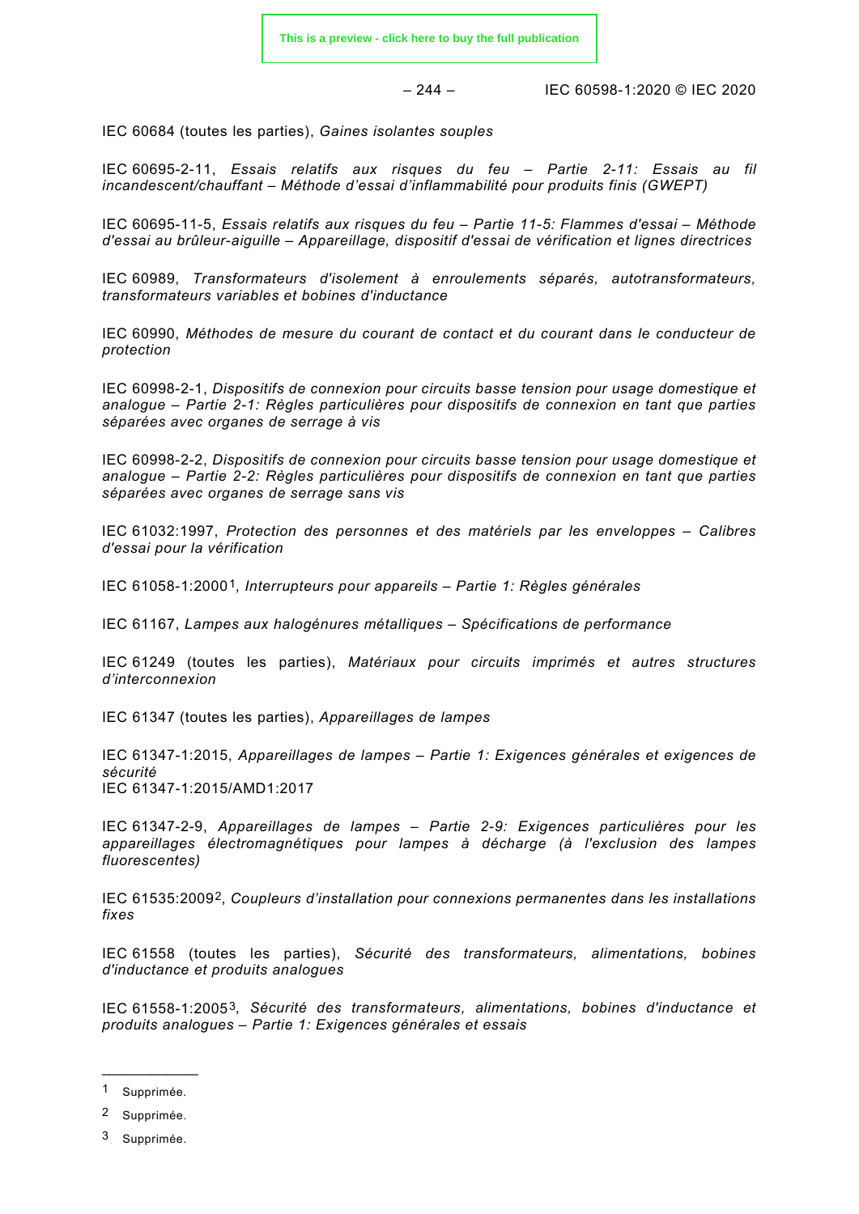IEC 60684 (toutes les parties), *Gaines isolantes souples*

IEC 60695-2-11, *Essais relatifs aux risques du feu – Partie 2-11: Essais au fil incandescent/chauffant – Méthode d'essai d'inflammabilité pour produits finis (GWEPT)*

IEC 60695-11-5, *Essais relatifs aux risques du feu – Partie 11-5: Flammes d'essai – Méthode d'essai au brûleur-aiguille – Appareillage, dispositif d'essai de vérification et lignes directrices*

IEC 60989, *Transformateurs d'isolement à enroulements séparés, autotransformateurs, transformateurs variables et bobines d'inductance*

IEC 60990, *Méthodes de mesure du courant de contact et du courant dans le conducteur de protection*

IEC 60998-2-1, *Dispositifs de connexion pour circuits basse tension pour usage domestique et analogue – Partie 2-1: Règles particulières pour dispositifs de connexion en tant que parties séparées avec organes de serrage à vis*

IEC 60998-2-2, *Dispositifs de connexion pour circuits basse tension pour usage domestique et analogue – Partie 2-2: Règles particulières pour dispositifs de connexion en tant que parties séparées avec organes de serrage sans vis*

IEC 61032:1997, *Protection des personnes et des matériels par les enveloppes – Calibres d'essai pour la vérification*

IEC 61058-1:2000[1], *Interrupteurs pour appareils – Partie 1: Règles générales*

IEC 61167, *Lampes aux halogénures métalliques – Spécifications de performance*

IEC 61249 (toutes les parties), *Matériaux pour circuits imprimés et autres structures d'interconnexion*

IEC 61347 (toutes les parties), *Appareillages de lampes*

IEC 61347-1:2015, *Appareillages de lampes – Partie 1: Exigences générales et exigences de sécurité*
IEC 61347-1:2015/AMD1:2017

IEC 61347-2-9, *Appareillages de lampes – Partie 2-9: Exigences particulières pour les appareillages électromagnétiques pour lampes à décharge (à l'exclusion des lampes fluorescentes)*

IEC 61535:2009[2], *Coupleurs d'installation pour connexions permanentes dans les installations fixes*

IEC 61558 (toutes les parties), *Sécurité des transformateurs, alimentations, bobines d'inductance et produits analogues*

IEC 61558-1:2005[3], *Sécurité des transformateurs, alimentations, bobines d'inductance et produits analogues – Partie 1: Exigences générales et essais*

---

[1] Supprimée.

[2] Supprimée.

[3] Supprimée.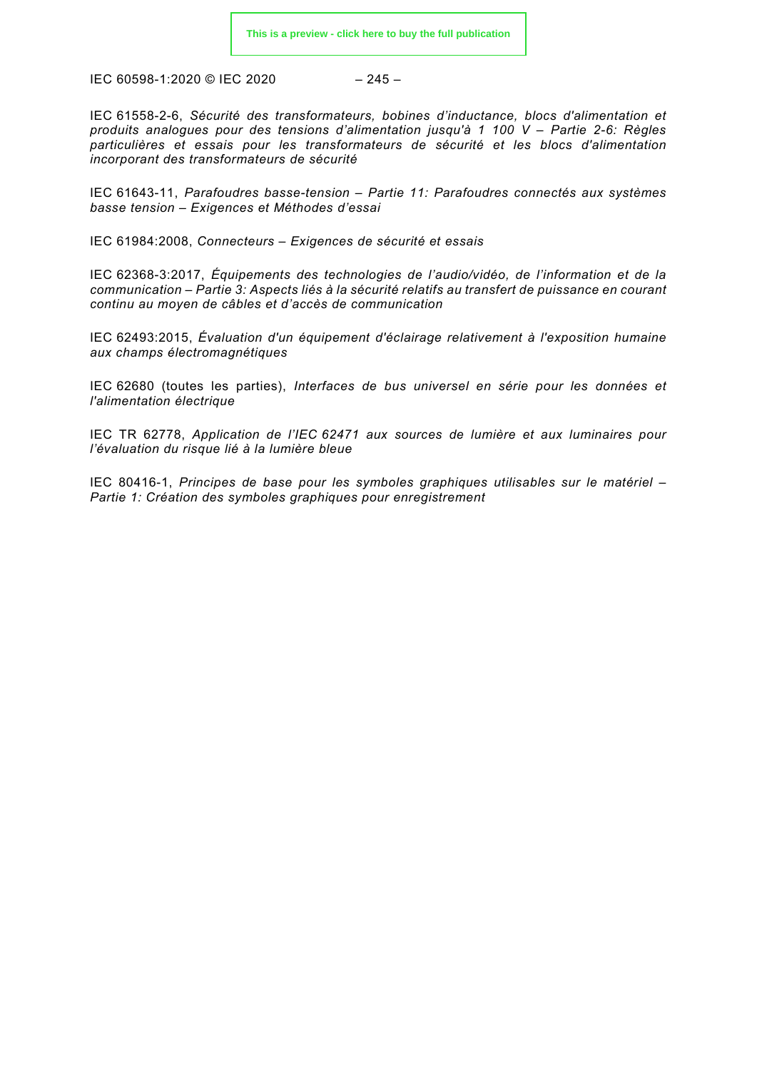IEC 61558-2-6, *Sécurité des transformateurs, bobines d'inductance, blocs d'alimentation et produits analogues pour des tensions d'alimentation jusqu'à 1 100 V – Partie 2-6: Règles particulières et essais pour les transformateurs de sécurité et les blocs d'alimentation incorporant des transformateurs de sécurité*

IEC 61643-11, *Parafoudres basse-tension – Partie 11: Parafoudres connectés aux systèmes basse tension – Exigences et Méthodes d'essai*

IEC 61984:2008, *Connecteurs – Exigences de sécurité et essais*

IEC 62368-3:2017, *Équipements des technologies de l'audio/vidéo, de l'information et de la communication – Partie 3: Aspects liés à la sécurité relatifs au transfert de puissance en courant continu au moyen de câbles et d'accès de communication*

IEC 62493:2015, *Évaluation d'un équipement d'éclairage relativement à l'exposition humaine aux champs électromagnétiques*

IEC 62680 (toutes les parties), *Interfaces de bus universel en série pour les données et l'alimentation électrique*

IEC TR 62778, *Application de l'IEC 62471 aux sources de lumière et aux luminaires pour l'évaluation du risque lié à la lumière bleue*

IEC 80416-1, *Principes de base pour les symboles graphiques utilisables sur le matériel – Partie 1: Création des symboles graphiques pour enregistrement*